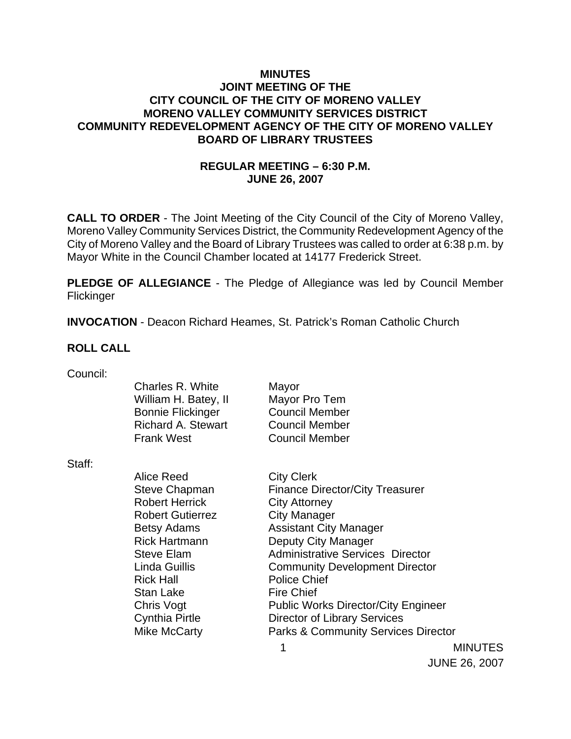# MINUTES
## JOINT MEETING OF THE
## CITY COUNCIL OF THE CITY OF MORENO VALLEY
## MORENO VALLEY COMMUNITY SERVICES DISTRICT
## COMMUNITY REDEVELOPMENT AGENCY OF THE CITY OF MORENO VALLEY
## BOARD OF LIBRARY TRUSTEES

**REGULAR MEETING – 6:30 P.M.**
**JUNE 26, 2007**

**CALL TO ORDER** - The Joint Meeting of the City Council of the City of Moreno Valley, Moreno Valley Community Services District, the Community Redevelopment Agency of the City of Moreno Valley and the Board of Library Trustees was called to order at 6:38 p.m. by Mayor White in the Council Chamber located at 14177 Frederick Street.

**PLEDGE OF ALLEGIANCE** - The Pledge of Allegiance was led by Council Member Flickinger

**INVOCATION** - Deacon Richard Heames, St. Patrick's Roman Catholic Church

**ROLL CALL**

Council:

| | |
|---|---|
| Charles R. White | Mayor |
| William H. Batey, II | Mayor Pro Tem |
| Bonnie Flickinger | Council Member |
| Richard A. Stewart | Council Member |
| Frank West | Council Member |

Staff:

| | |
|---|---|
| Alice Reed | City Clerk |
| Steve Chapman | Finance Director/City Treasurer |
| Robert Herrick | City Attorney |
| Robert Gutierrez | City Manager |
| Betsy Adams | Assistant City Manager |
| Rick Hartmann | Deputy City Manager |
| Steve Elam | Administrative Services Director |
| Linda Guillis | Community Development Director |
| Rick Hall | Police Chief |
| Stan Lake | Fire Chief |
| Chris Vogt | Public Works Director/City Engineer |
| Cynthia Pirtle | Director of Library Services |
| Mike McCarty | Parks & Community Services Director |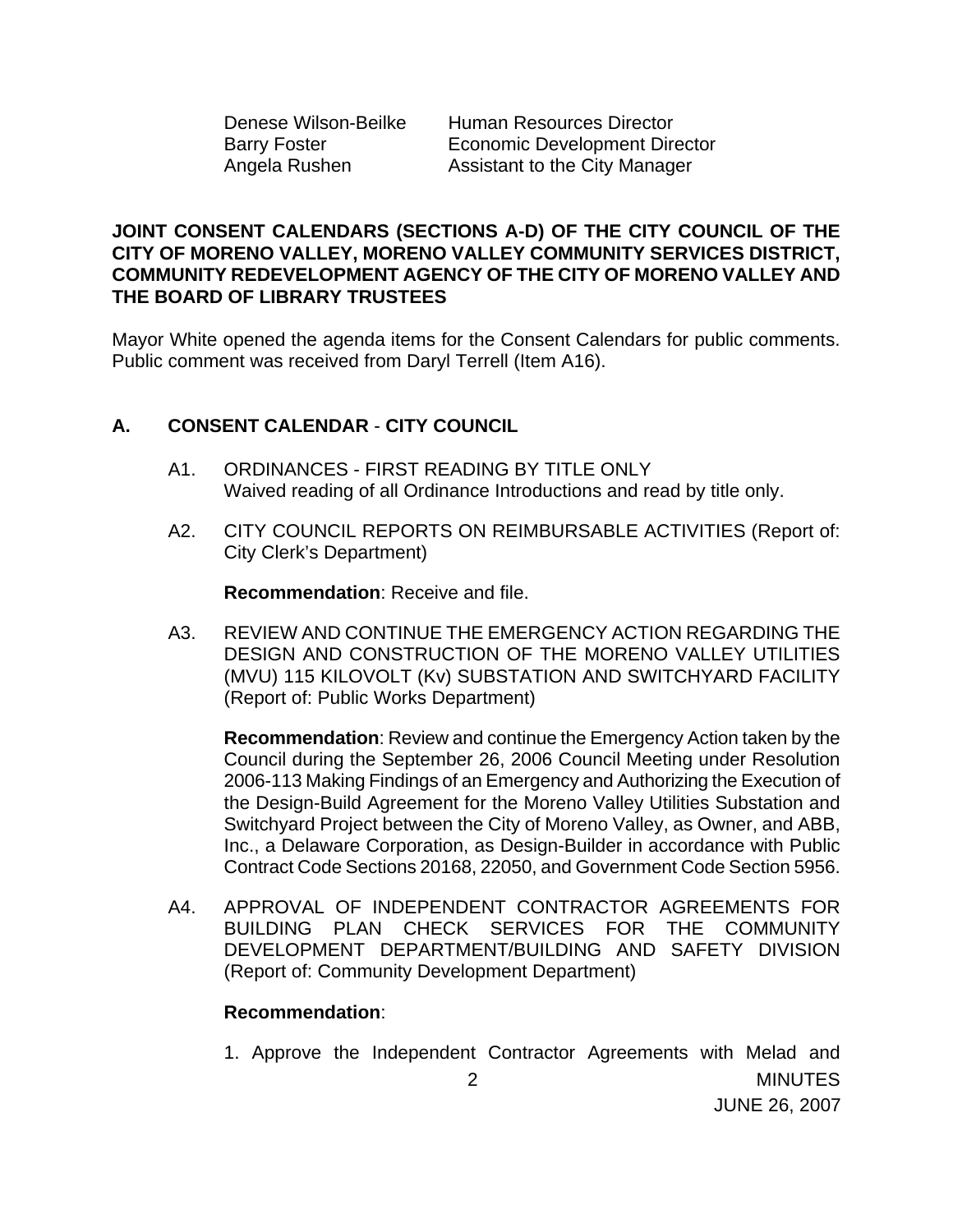| | |
|---|---|
| Denese Wilson-Beilke | Human Resources Director |
| Barry Foster | Economic Development Director |
| Angela Rushen | Assistant to the City Manager |

**JOINT CONSENT CALENDARS (SECTIONS A-D) OF THE CITY COUNCIL OF THE CITY OF MORENO VALLEY, MORENO VALLEY COMMUNITY SERVICES DISTRICT, COMMUNITY REDEVELOPMENT AGENCY OF THE CITY OF MORENO VALLEY AND THE BOARD OF LIBRARY TRUSTEES**

Mayor White opened the agenda items for the Consent Calendars for public comments. Public comment was received from Daryl Terrell (Item A16).

## A. CONSENT CALENDAR - CITY COUNCIL

A1. ORDINANCES - FIRST READING BY TITLE ONLY
Waived reading of all Ordinance Introductions and read by title only.

A2. CITY COUNCIL REPORTS ON REIMBURSABLE ACTIVITIES (Report of: City Clerk's Department)

**Recommendation**: Receive and file.

A3. REVIEW AND CONTINUE THE EMERGENCY ACTION REGARDING THE DESIGN AND CONSTRUCTION OF THE MORENO VALLEY UTILITIES (MVU) 115 KILOVOLT (Kv) SUBSTATION AND SWITCHYARD FACILITY (Report of: Public Works Department)

**Recommendation**: Review and continue the Emergency Action taken by the Council during the September 26, 2006 Council Meeting under Resolution 2006-113 Making Findings of an Emergency and Authorizing the Execution of the Design-Build Agreement for the Moreno Valley Utilities Substation and Switchyard Project between the City of Moreno Valley, as Owner, and ABB, Inc., a Delaware Corporation, as Design-Builder in accordance with Public Contract Code Sections 20168, 22050, and Government Code Section 5956.

A4. APPROVAL OF INDEPENDENT CONTRACTOR AGREEMENTS FOR BUILDING PLAN CHECK SERVICES FOR THE COMMUNITY DEVELOPMENT DEPARTMENT/BUILDING AND SAFETY DIVISION (Report of: Community Development Department)

**Recommendation**:

1. Approve the Independent Contractor Agreements with Melad and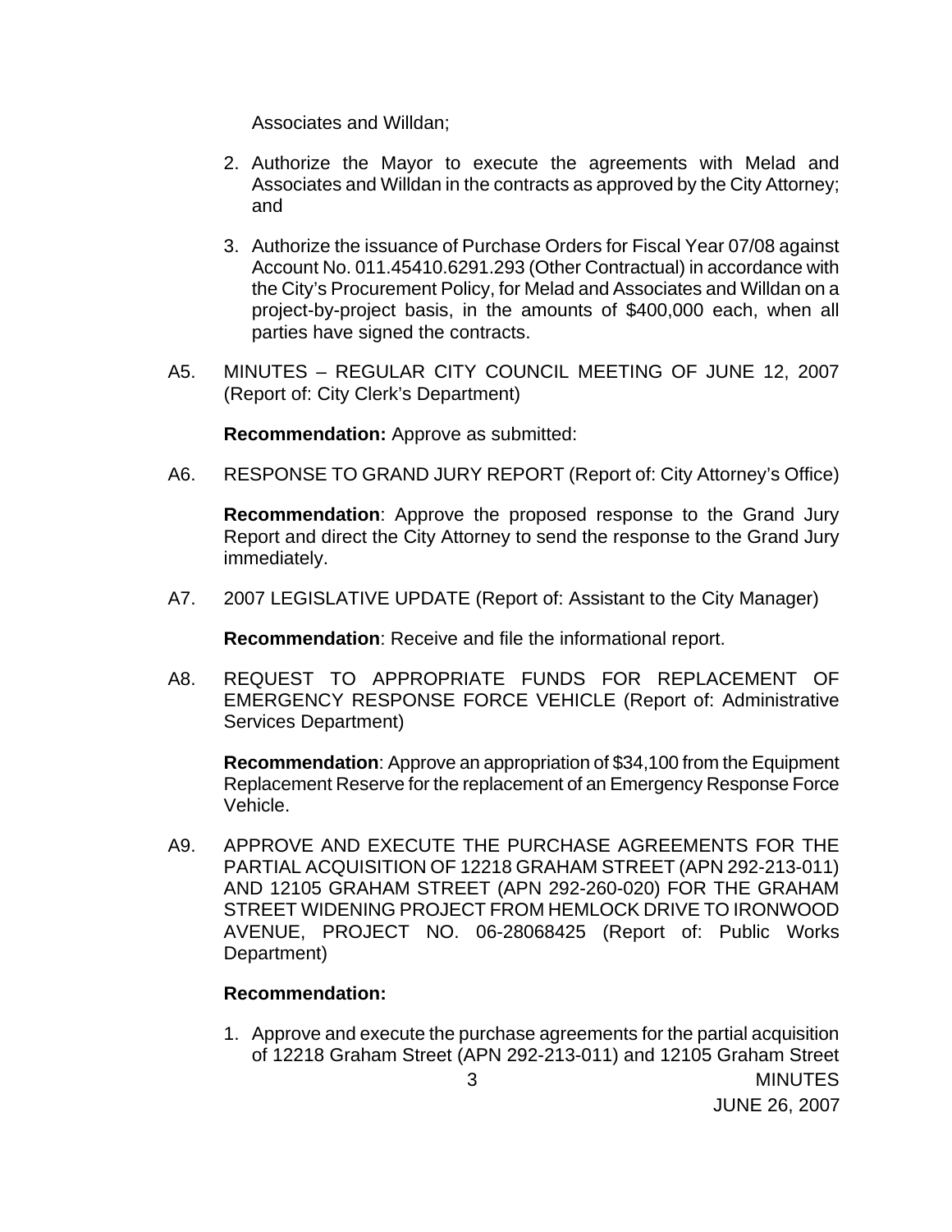Associates and Willdan;

2. Authorize the Mayor to execute the agreements with Melad and Associates and Willdan in the contracts as approved by the City Attorney; and

3. Authorize the issuance of Purchase Orders for Fiscal Year 07/08 against Account No. 011.45410.6291.293 (Other Contractual) in accordance with the City's Procurement Policy, for Melad and Associates and Willdan on a project-by-project basis, in the amounts of $400,000 each, when all parties have signed the contracts.

A5. MINUTES – REGULAR CITY COUNCIL MEETING OF JUNE 12, 2007 (Report of: City Clerk's Department)

**Recommendation:** Approve as submitted:

A6. RESPONSE TO GRAND JURY REPORT (Report of: City Attorney's Office)

**Recommendation**: Approve the proposed response to the Grand Jury Report and direct the City Attorney to send the response to the Grand Jury immediately.

A7. 2007 LEGISLATIVE UPDATE (Report of: Assistant to the City Manager)

**Recommendation**: Receive and file the informational report.

A8. REQUEST TO APPROPRIATE FUNDS FOR REPLACEMENT OF EMERGENCY RESPONSE FORCE VEHICLE (Report of: Administrative Services Department)

**Recommendation**: Approve an appropriation of $34,100 from the Equipment Replacement Reserve for the replacement of an Emergency Response Force Vehicle.

A9. APPROVE AND EXECUTE THE PURCHASE AGREEMENTS FOR THE PARTIAL ACQUISITION OF 12218 GRAHAM STREET (APN 292-213-011) AND 12105 GRAHAM STREET (APN 292-260-020) FOR THE GRAHAM STREET WIDENING PROJECT FROM HEMLOCK DRIVE TO IRONWOOD AVENUE, PROJECT NO. 06-28068425 (Report of: Public Works Department)

**Recommendation:**

1. Approve and execute the purchase agreements for the partial acquisition of 12218 Graham Street (APN 292-213-011) and 12105 Graham Street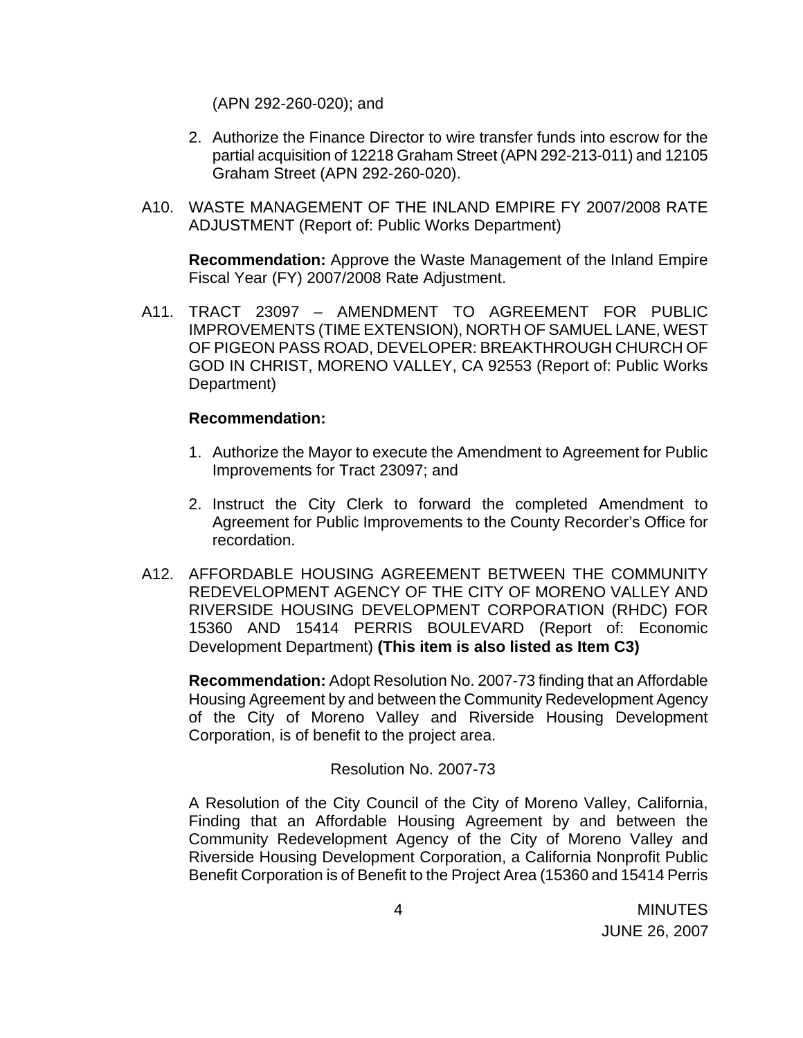(APN 292-260-020); and

2. Authorize the Finance Director to wire transfer funds into escrow for the partial acquisition of 12218 Graham Street (APN 292-213-011) and 12105 Graham Street (APN 292-260-020).

A10. WASTE MANAGEMENT OF THE INLAND EMPIRE FY 2007/2008 RATE ADJUSTMENT (Report of: Public Works Department)

**Recommendation:** Approve the Waste Management of the Inland Empire Fiscal Year (FY) 2007/2008 Rate Adjustment.

A11. TRACT 23097 – AMENDMENT TO AGREEMENT FOR PUBLIC IMPROVEMENTS (TIME EXTENSION), NORTH OF SAMUEL LANE, WEST OF PIGEON PASS ROAD, DEVELOPER: BREAKTHROUGH CHURCH OF GOD IN CHRIST, MORENO VALLEY, CA 92553 (Report of: Public Works Department)

**Recommendation:**

1. Authorize the Mayor to execute the Amendment to Agreement for Public Improvements for Tract 23097; and
2. Instruct the City Clerk to forward the completed Amendment to Agreement for Public Improvements to the County Recorder's Office for recordation.

A12. AFFORDABLE HOUSING AGREEMENT BETWEEN THE COMMUNITY REDEVELOPMENT AGENCY OF THE CITY OF MORENO VALLEY AND RIVERSIDE HOUSING DEVELOPMENT CORPORATION (RHDC) FOR 15360 AND 15414 PERRIS BOULEVARD (Report of: Economic Development Department) **(This item is also listed as Item C3)**

**Recommendation:** Adopt Resolution No. 2007-73 finding that an Affordable Housing Agreement by and between the Community Redevelopment Agency of the City of Moreno Valley and Riverside Housing Development Corporation, is of benefit to the project area.

Resolution No. 2007-73

A Resolution of the City Council of the City of Moreno Valley, California, Finding that an Affordable Housing Agreement by and between the Community Redevelopment Agency of the City of Moreno Valley and Riverside Housing Development Corporation, a California Nonprofit Public Benefit Corporation is of Benefit to the Project Area (15360 and 15414 Perris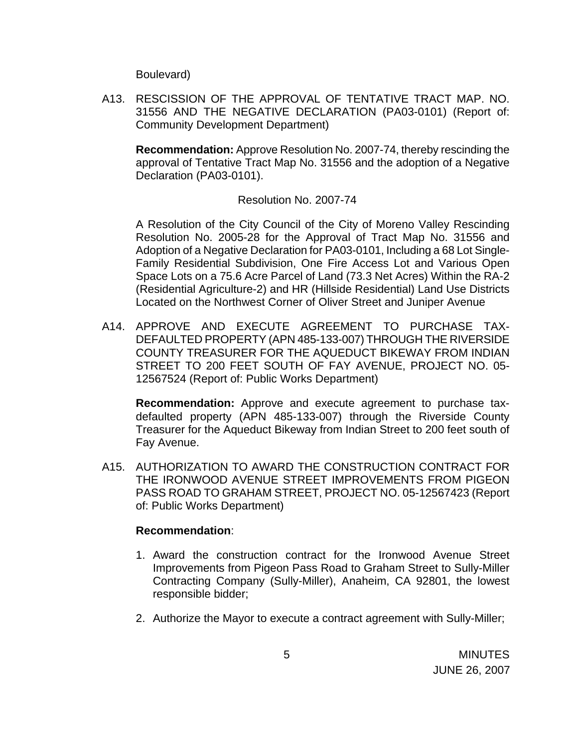Boulevard)

A13. RESCISSION OF THE APPROVAL OF TENTATIVE TRACT MAP. NO. 31556 AND THE NEGATIVE DECLARATION (PA03-0101) (Report of: Community Development Department)

**Recommendation:** Approve Resolution No. 2007-74, thereby rescinding the approval of Tentative Tract Map No. 31556 and the adoption of a Negative Declaration (PA03-0101).

Resolution No. 2007-74

A Resolution of the City Council of the City of Moreno Valley Rescinding Resolution No. 2005-28 for the Approval of Tract Map No. 31556 and Adoption of a Negative Declaration for PA03-0101, Including a 68 Lot Single-Family Residential Subdivision, One Fire Access Lot and Various Open Space Lots on a 75.6 Acre Parcel of Land (73.3 Net Acres) Within the RA-2 (Residential Agriculture-2) and HR (Hillside Residential) Land Use Districts Located on the Northwest Corner of Oliver Street and Juniper Avenue

A14. APPROVE AND EXECUTE AGREEMENT TO PURCHASE TAX-DEFAULTED PROPERTY (APN 485-133-007) THROUGH THE RIVERSIDE COUNTY TREASURER FOR THE AQUEDUCT BIKEWAY FROM INDIAN STREET TO 200 FEET SOUTH OF FAY AVENUE, PROJECT NO. 05-12567524 (Report of: Public Works Department)

**Recommendation:** Approve and execute agreement to purchase tax-defaulted property (APN 485-133-007) through the Riverside County Treasurer for the Aqueduct Bikeway from Indian Street to 200 feet south of Fay Avenue.

A15. AUTHORIZATION TO AWARD THE CONSTRUCTION CONTRACT FOR THE IRONWOOD AVENUE STREET IMPROVEMENTS FROM PIGEON PASS ROAD TO GRAHAM STREET, PROJECT NO. 05-12567423 (Report of: Public Works Department)

**Recommendation**:

1. Award the construction contract for the Ironwood Avenue Street Improvements from Pigeon Pass Road to Graham Street to Sully-Miller Contracting Company (Sully-Miller), Anaheim, CA 92801, the lowest responsible bidder;
2. Authorize the Mayor to execute a contract agreement with Sully-Miller;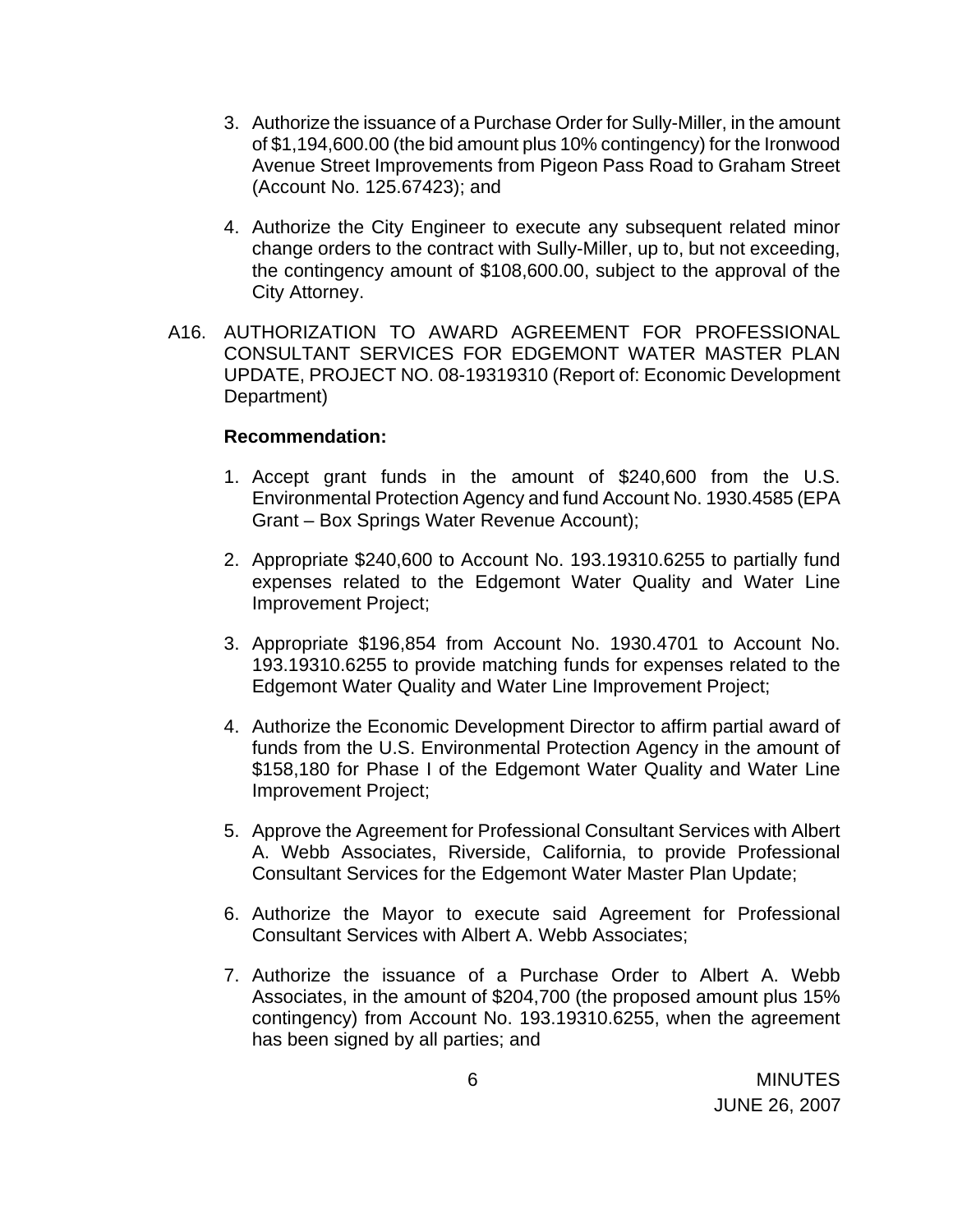3. Authorize the issuance of a Purchase Order for Sully-Miller, in the amount of $1,194,600.00 (the bid amount plus 10% contingency) for the Ironwood Avenue Street Improvements from Pigeon Pass Road to Graham Street (Account No. 125.67423); and

4. Authorize the City Engineer to execute any subsequent related minor change orders to the contract with Sully-Miller, up to, but not exceeding, the contingency amount of $108,600.00, subject to the approval of the City Attorney.

A16. AUTHORIZATION TO AWARD AGREEMENT FOR PROFESSIONAL CONSULTANT SERVICES FOR EDGEMONT WATER MASTER PLAN UPDATE, PROJECT NO. 08-19319310 (Report of: Economic Development Department)

**Recommendation:**

1. Accept grant funds in the amount of $240,600 from the U.S. Environmental Protection Agency and fund Account No. 1930.4585 (EPA Grant – Box Springs Water Revenue Account);

2. Appropriate $240,600 to Account No. 193.19310.6255 to partially fund expenses related to the Edgemont Water Quality and Water Line Improvement Project;

3. Appropriate $196,854 from Account No. 1930.4701 to Account No. 193.19310.6255 to provide matching funds for expenses related to the Edgemont Water Quality and Water Line Improvement Project;

4. Authorize the Economic Development Director to affirm partial award of funds from the U.S. Environmental Protection Agency in the amount of $158,180 for Phase I of the Edgemont Water Quality and Water Line Improvement Project;

5. Approve the Agreement for Professional Consultant Services with Albert A. Webb Associates, Riverside, California, to provide Professional Consultant Services for the Edgemont Water Master Plan Update;

6. Authorize the Mayor to execute said Agreement for Professional Consultant Services with Albert A. Webb Associates;

7. Authorize the issuance of a Purchase Order to Albert A. Webb Associates, in the amount of $204,700 (the proposed amount plus 15% contingency) from Account No. 193.19310.6255, when the agreement has been signed by all parties; and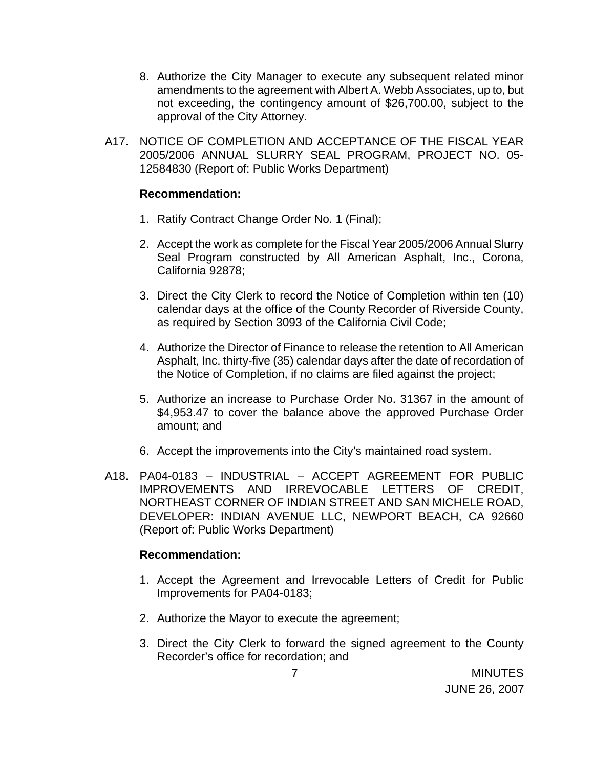8. Authorize the City Manager to execute any subsequent related minor amendments to the agreement with Albert A. Webb Associates, up to, but not exceeding, the contingency amount of $26,700.00, subject to the approval of the City Attorney.

A17. NOTICE OF COMPLETION AND ACCEPTANCE OF THE FISCAL YEAR 2005/2006 ANNUAL SLURRY SEAL PROGRAM, PROJECT NO. 05-12584830 (Report of: Public Works Department)

**Recommendation:**

1. Ratify Contract Change Order No. 1 (Final);

2. Accept the work as complete for the Fiscal Year 2005/2006 Annual Slurry Seal Program constructed by All American Asphalt, Inc., Corona, California 92878;

3. Direct the City Clerk to record the Notice of Completion within ten (10) calendar days at the office of the County Recorder of Riverside County, as required by Section 3093 of the California Civil Code;

4. Authorize the Director of Finance to release the retention to All American Asphalt, Inc. thirty-five (35) calendar days after the date of recordation of the Notice of Completion, if no claims are filed against the project;

5. Authorize an increase to Purchase Order No. 31367 in the amount of $4,953.47 to cover the balance above the approved Purchase Order amount; and

6. Accept the improvements into the City's maintained road system.

A18. PA04-0183 – INDUSTRIAL – ACCEPT AGREEMENT FOR PUBLIC IMPROVEMENTS AND IRREVOCABLE LETTERS OF CREDIT, NORTHEAST CORNER OF INDIAN STREET AND SAN MICHELE ROAD, DEVELOPER: INDIAN AVENUE LLC, NEWPORT BEACH, CA 92660 (Report of: Public Works Department)

**Recommendation:**

1. Accept the Agreement and Irrevocable Letters of Credit for Public Improvements for PA04-0183;

2. Authorize the Mayor to execute the agreement;

3. Direct the City Clerk to forward the signed agreement to the County Recorder's office for recordation; and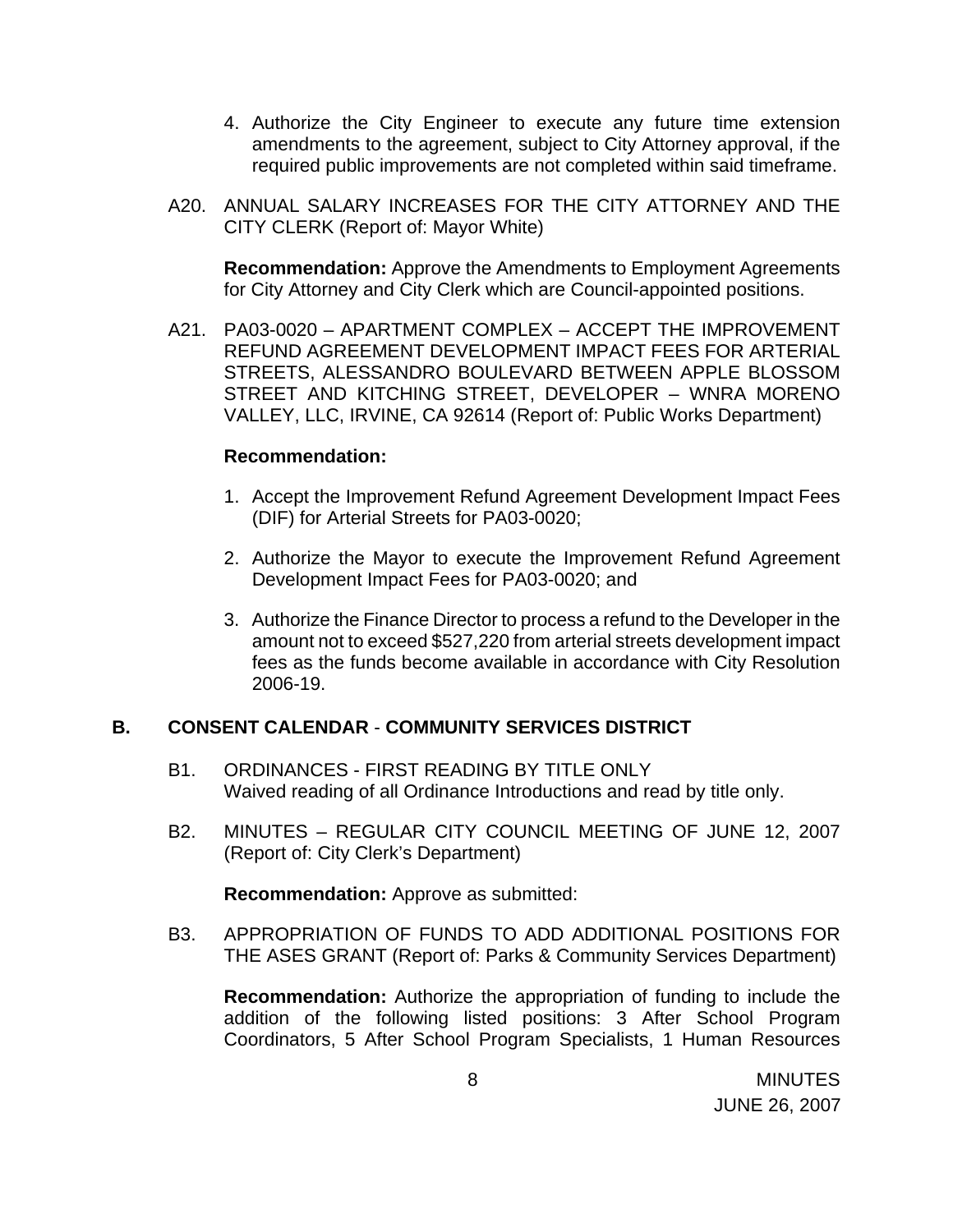4. Authorize the City Engineer to execute any future time extension amendments to the agreement, subject to City Attorney approval, if the required public improvements are not completed within said timeframe.

A20. ANNUAL SALARY INCREASES FOR THE CITY ATTORNEY AND THE CITY CLERK (Report of: Mayor White)

**Recommendation:** Approve the Amendments to Employment Agreements for City Attorney and City Clerk which are Council-appointed positions.

A21. PA03-0020 – APARTMENT COMPLEX – ACCEPT THE IMPROVEMENT REFUND AGREEMENT DEVELOPMENT IMPACT FEES FOR ARTERIAL STREETS, ALESSANDRO BOULEVARD BETWEEN APPLE BLOSSOM STREET AND KITCHING STREET, DEVELOPER – WNRA MORENO VALLEY, LLC, IRVINE, CA 92614 (Report of: Public Works Department)

**Recommendation:**

1. Accept the Improvement Refund Agreement Development Impact Fees (DIF) for Arterial Streets for PA03-0020;
2. Authorize the Mayor to execute the Improvement Refund Agreement Development Impact Fees for PA03-0020; and
3. Authorize the Finance Director to process a refund to the Developer in the amount not to exceed $527,220 from arterial streets development impact fees as the funds become available in accordance with City Resolution 2006-19.

## B. CONSENT CALENDAR - COMMUNITY SERVICES DISTRICT

B1. ORDINANCES - FIRST READING BY TITLE ONLY
Waived reading of all Ordinance Introductions and read by title only.

B2. MINUTES – REGULAR CITY COUNCIL MEETING OF JUNE 12, 2007 (Report of: City Clerk's Department)

**Recommendation:** Approve as submitted:

B3. APPROPRIATION OF FUNDS TO ADD ADDITIONAL POSITIONS FOR THE ASES GRANT (Report of: Parks & Community Services Department)

**Recommendation:** Authorize the appropriation of funding to include the addition of the following listed positions: 3 After School Program Coordinators, 5 After School Program Specialists, 1 Human Resources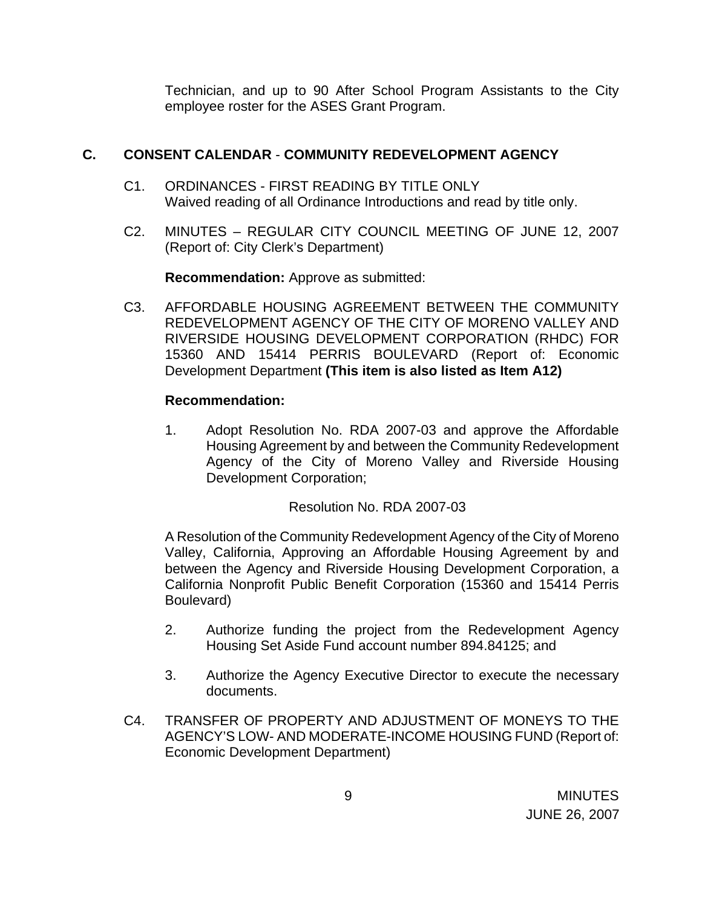Technician, and up to 90 After School Program Assistants to the City employee roster for the ASES Grant Program.

## C. CONSENT CALENDAR - COMMUNITY REDEVELOPMENT AGENCY

C1. ORDINANCES - FIRST READING BY TITLE ONLY
Waived reading of all Ordinance Introductions and read by title only.

C2. MINUTES – REGULAR CITY COUNCIL MEETING OF JUNE 12, 2007 (Report of: City Clerk's Department)

**Recommendation:** Approve as submitted:

C3. AFFORDABLE HOUSING AGREEMENT BETWEEN THE COMMUNITY REDEVELOPMENT AGENCY OF THE CITY OF MORENO VALLEY AND RIVERSIDE HOUSING DEVELOPMENT CORPORATION (RHDC) FOR 15360 AND 15414 PERRIS BOULEVARD (Report of: Economic Development Department **(This item is also listed as Item A12)**

**Recommendation:**

1. Adopt Resolution No. RDA 2007-03 and approve the Affordable Housing Agreement by and between the Community Redevelopment Agency of the City of Moreno Valley and Riverside Housing Development Corporation;

Resolution No. RDA 2007-03

A Resolution of the Community Redevelopment Agency of the City of Moreno Valley, California, Approving an Affordable Housing Agreement by and between the Agency and Riverside Housing Development Corporation, a California Nonprofit Public Benefit Corporation (15360 and 15414 Perris Boulevard)

2. Authorize funding the project from the Redevelopment Agency Housing Set Aside Fund account number 894.84125; and

3. Authorize the Agency Executive Director to execute the necessary documents.

C4. TRANSFER OF PROPERTY AND ADJUSTMENT OF MONEYS TO THE AGENCY'S LOW- AND MODERATE-INCOME HOUSING FUND (Report of: Economic Development Department)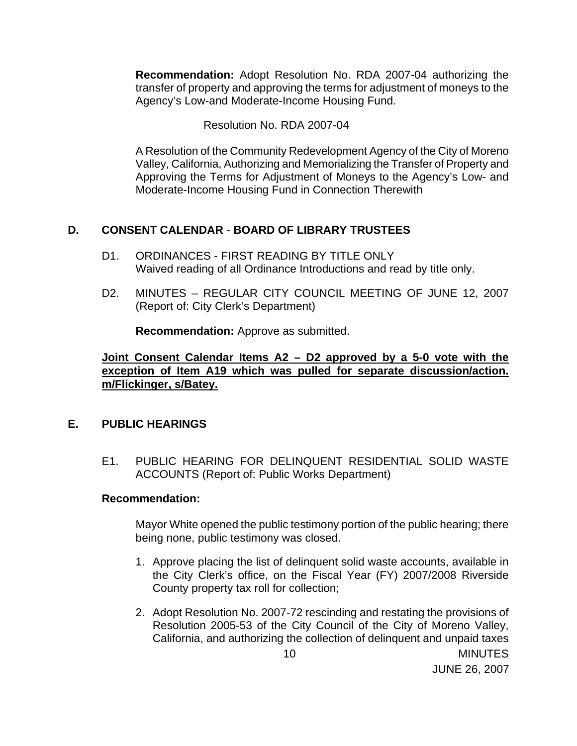**Recommendation:** Adopt Resolution No. RDA 2007-04 authorizing the transfer of property and approving the terms for adjustment of moneys to the Agency's Low-and Moderate-Income Housing Fund.

Resolution No. RDA 2007-04

A Resolution of the Community Redevelopment Agency of the City of Moreno Valley, California, Authorizing and Memorializing the Transfer of Property and Approving the Terms for Adjustment of Moneys to the Agency's Low- and Moderate-Income Housing Fund in Connection Therewith

## D. CONSENT CALENDAR - BOARD OF LIBRARY TRUSTEES

D1. ORDINANCES - FIRST READING BY TITLE ONLY
Waived reading of all Ordinance Introductions and read by title only.

D2. MINUTES – REGULAR CITY COUNCIL MEETING OF JUNE 12, 2007 (Report of: City Clerk's Department)

**Recommendation:** Approve as submitted.

**Joint Consent Calendar Items A2 – D2 approved by a 5-0 vote with the exception of Item A19 which was pulled for separate discussion/action. m/Flickinger, s/Batey.**

## E. PUBLIC HEARINGS

E1. PUBLIC HEARING FOR DELINQUENT RESIDENTIAL SOLID WASTE ACCOUNTS (Report of: Public Works Department)

**Recommendation:**

Mayor White opened the public testimony portion of the public hearing; there being none, public testimony was closed.

1. Approve placing the list of delinquent solid waste accounts, available in the City Clerk's office, on the Fiscal Year (FY) 2007/2008 Riverside County property tax roll for collection;
2. Adopt Resolution No. 2007-72 rescinding and restating the provisions of Resolution 2005-53 of the City Council of the City of Moreno Valley, California, and authorizing the collection of delinquent and unpaid taxes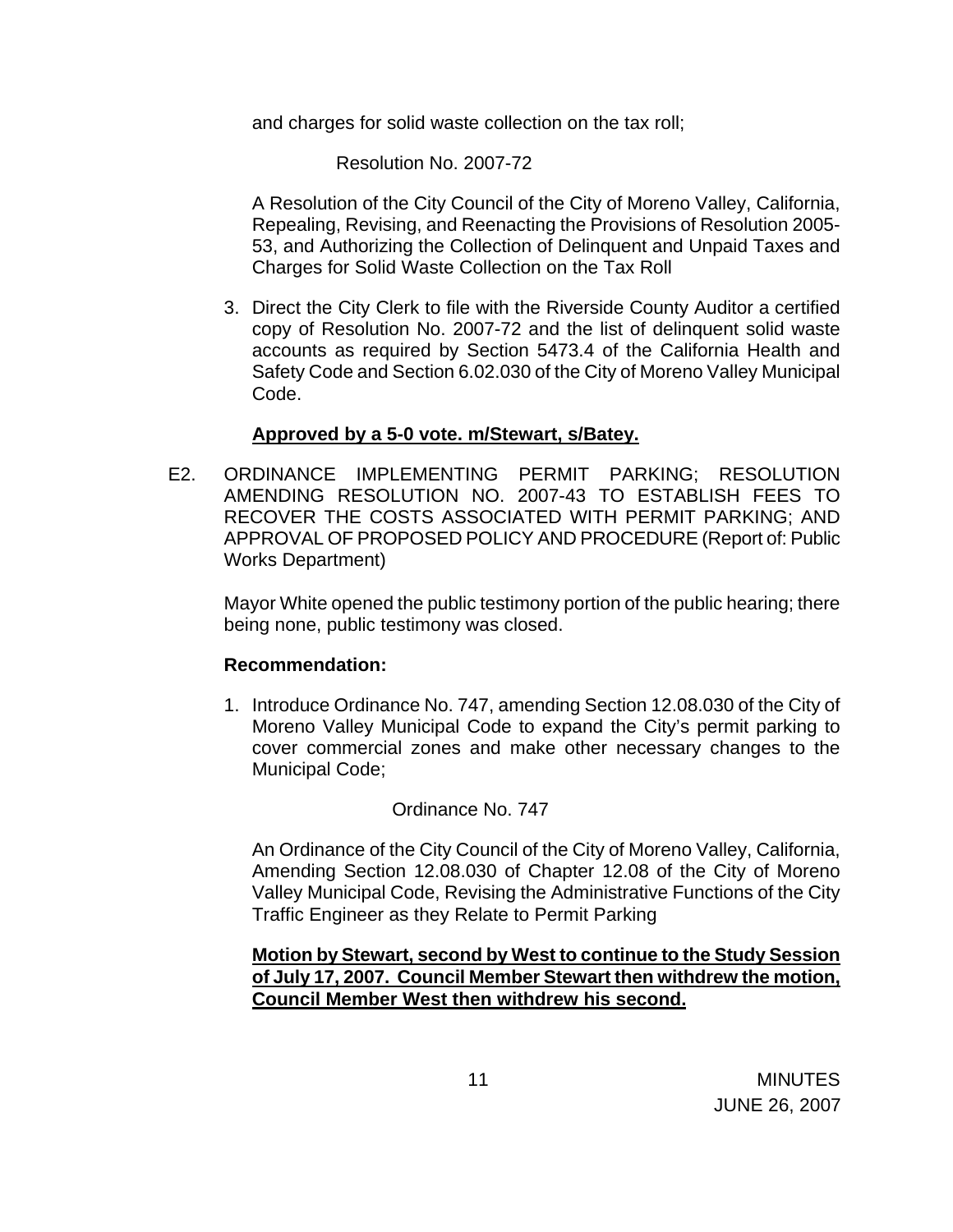and charges for solid waste collection on the tax roll;

Resolution No. 2007-72

A Resolution of the City Council of the City of Moreno Valley, California, Repealing, Revising, and Reenacting the Provisions of Resolution 2005-53, and Authorizing the Collection of Delinquent and Unpaid Taxes and Charges for Solid Waste Collection on the Tax Roll

3. Direct the City Clerk to file with the Riverside County Auditor a certified copy of Resolution No. 2007-72 and the list of delinquent solid waste accounts as required by Section 5473.4 of the California Health and Safety Code and Section 6.02.030 of the City of Moreno Valley Municipal Code.

**Approved by a 5-0 vote. m/Stewart, s/Batey.**

E2. ORDINANCE IMPLEMENTING PERMIT PARKING; RESOLUTION AMENDING RESOLUTION NO. 2007-43 TO ESTABLISH FEES TO RECOVER THE COSTS ASSOCIATED WITH PERMIT PARKING; AND APPROVAL OF PROPOSED POLICY AND PROCEDURE (Report of: Public Works Department)

Mayor White opened the public testimony portion of the public hearing; there being none, public testimony was closed.

**Recommendation:**

1. Introduce Ordinance No. 747, amending Section 12.08.030 of the City of Moreno Valley Municipal Code to expand the City's permit parking to cover commercial zones and make other necessary changes to the Municipal Code;

Ordinance No. 747

An Ordinance of the City Council of the City of Moreno Valley, California, Amending Section 12.08.030 of Chapter 12.08 of the City of Moreno Valley Municipal Code, Revising the Administrative Functions of the City Traffic Engineer as they Relate to Permit Parking

**Motion by Stewart, second by West to continue to the Study Session of July 17, 2007. Council Member Stewart then withdrew the motion, Council Member West then withdrew his second.**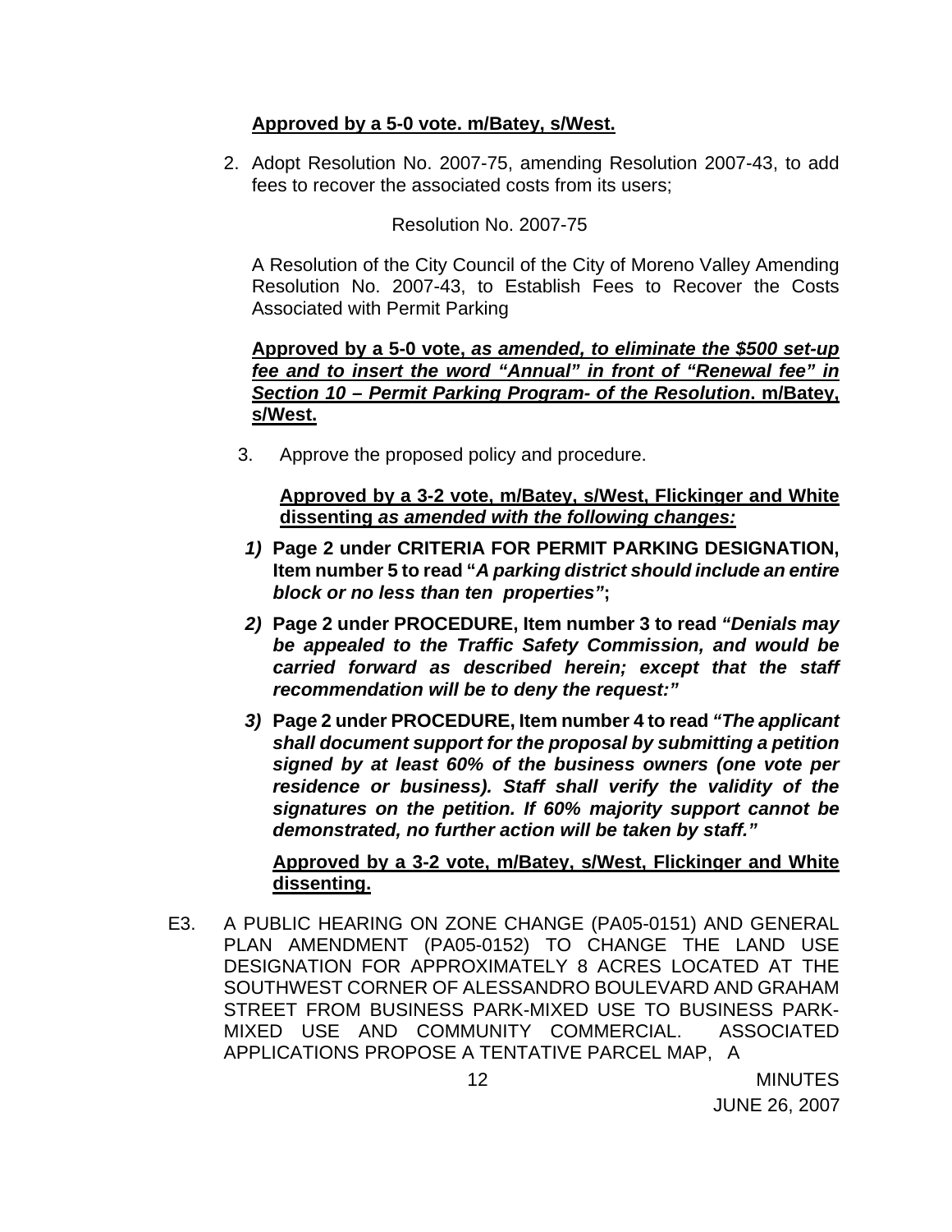**<u>Approved by a 5-0 vote. m/Batey, s/West.</u>**

2. Adopt Resolution No. 2007-75, amending Resolution 2007-43, to add fees to recover the associated costs from its users;

   Resolution No. 2007-75

   A Resolution of the City Council of the City of Moreno Valley Amending Resolution No. 2007-43, to Establish Fees to Recover the Costs Associated with Permit Parking

   **<u>Approved by a 5-0 vote, *as amended, to eliminate the $500 set-up fee and to insert the word "Annual" in front of "Renewal fee" in Section 10 – Permit Parking Program- of the Resolution*. m/Batey, s/West.</u>**

3. Approve the proposed policy and procedure.

   **<u>Approved by a 3-2 vote, m/Batey, s/West, Flickinger and White dissenting *as amended with the following changes:*</u>**

   ***1)*** **Page 2 under CRITERIA FOR PERMIT PARKING DESIGNATION, Item number 5 to read "*A parking district should include an entire block or no less than ten properties"*;**

   ***2)*** **Page 2 under PROCEDURE, Item number 3 to read *"Denials may be appealed to the Traffic Safety Commission, and would be carried forward as described herein; except that the staff recommendation will be to deny the request:"***

   ***3)*** **Page 2 under PROCEDURE, Item number 4 to read *"The applicant shall document support for the proposal by submitting a petition signed by at least 60% of the business owners (one vote per residence or business). Staff shall verify the validity of the signatures on the petition. If 60% majority support cannot be demonstrated, no further action will be taken by staff."***

   **<u>Approved by a 3-2 vote, m/Batey, s/West, Flickinger and White dissenting.</u>**

E3. A PUBLIC HEARING ON ZONE CHANGE (PA05-0151) AND GENERAL PLAN AMENDMENT (PA05-0152) TO CHANGE THE LAND USE DESIGNATION FOR APPROXIMATELY 8 ACRES LOCATED AT THE SOUTHWEST CORNER OF ALESSANDRO BOULEVARD AND GRAHAM STREET FROM BUSINESS PARK-MIXED USE TO BUSINESS PARK-MIXED USE AND COMMUNITY COMMERCIAL. ASSOCIATED APPLICATIONS PROPOSE A TENTATIVE PARCEL MAP, A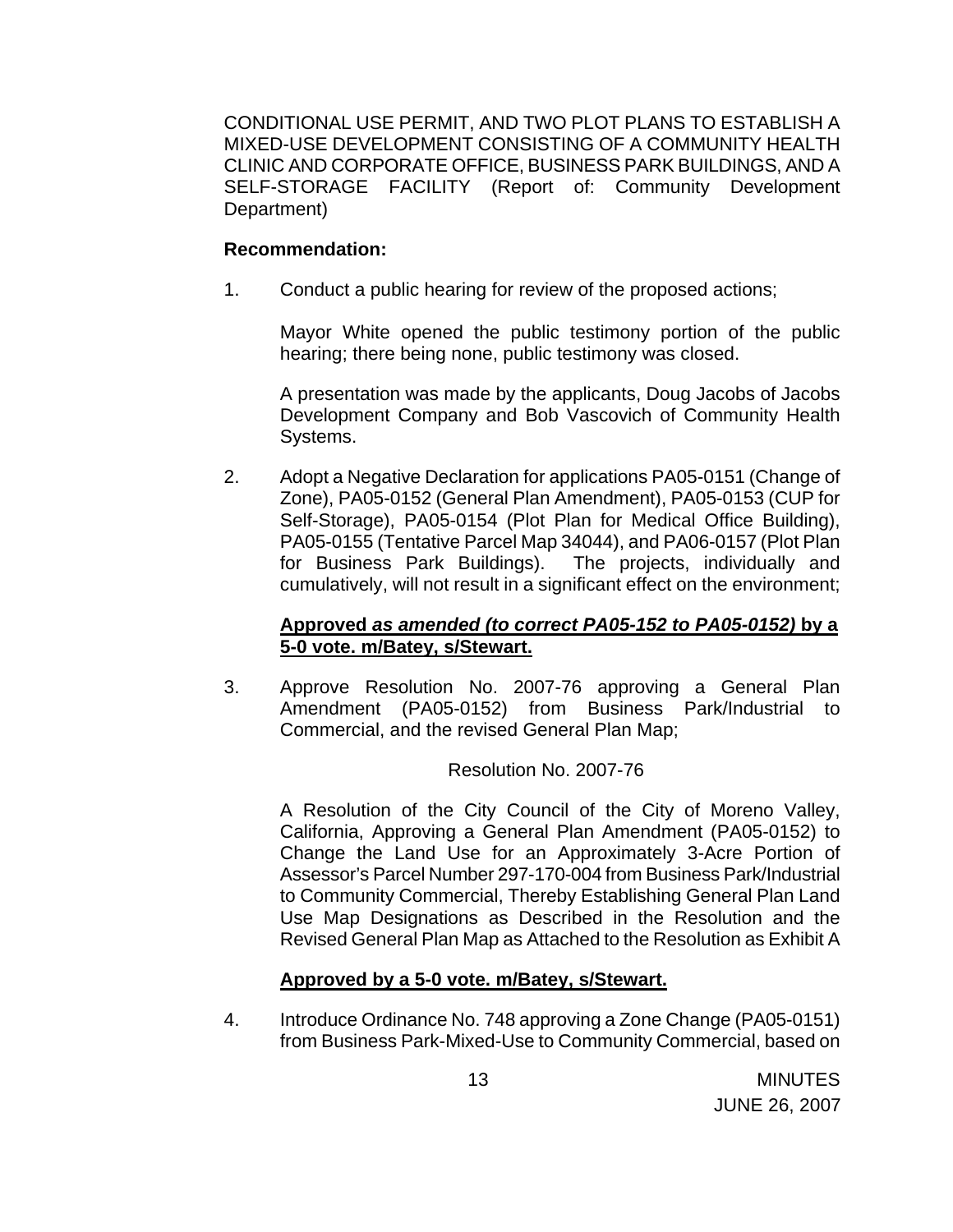CONDITIONAL USE PERMIT, AND TWO PLOT PLANS TO ESTABLISH A MIXED-USE DEVELOPMENT CONSISTING OF A COMMUNITY HEALTH CLINIC AND CORPORATE OFFICE, BUSINESS PARK BUILDINGS, AND A SELF-STORAGE FACILITY (Report of: Community Development Department)

**Recommendation:**

1. Conduct a public hearing for review of the proposed actions;

   Mayor White opened the public testimony portion of the public hearing; there being none, public testimony was closed.

   A presentation was made by the applicants, Doug Jacobs of Jacobs Development Company and Bob Vascovich of Community Health Systems.

2. Adopt a Negative Declaration for applications PA05-0151 (Change of Zone), PA05-0152 (General Plan Amendment), PA05-0153 (CUP for Self-Storage), PA05-0154 (Plot Plan for Medical Office Building), PA05-0155 (Tentative Parcel Map 34044), and PA06-0157 (Plot Plan for Business Park Buildings). The projects, individually and cumulatively, will not result in a significant effect on the environment;

   **Approved *as amended (to correct PA05-152 to PA05-0152)* by a 5-0 vote. m/Batey, s/Stewart.**

3. Approve Resolution No. 2007-76 approving a General Plan Amendment (PA05-0152) from Business Park/Industrial to Commercial, and the revised General Plan Map;

   Resolution No. 2007-76

   A Resolution of the City Council of the City of Moreno Valley, California, Approving a General Plan Amendment (PA05-0152) to Change the Land Use for an Approximately 3-Acre Portion of Assessor's Parcel Number 297-170-004 from Business Park/Industrial to Community Commercial, Thereby Establishing General Plan Land Use Map Designations as Described in the Resolution and the Revised General Plan Map as Attached to the Resolution as Exhibit A

   **Approved by a 5-0 vote. m/Batey, s/Stewart.**

4. Introduce Ordinance No. 748 approving a Zone Change (PA05-0151) from Business Park-Mixed-Use to Community Commercial, based on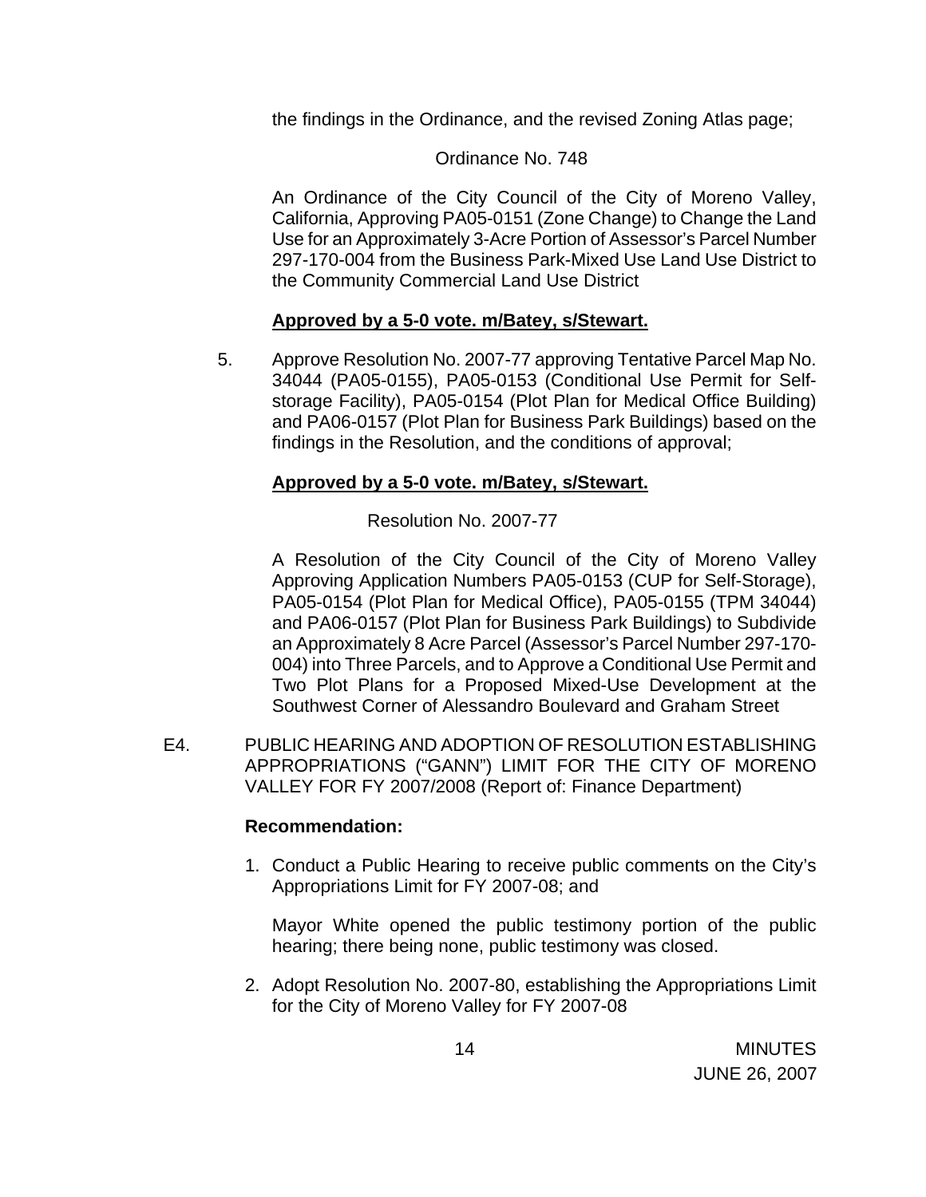the findings in the Ordinance, and the revised Zoning Atlas page;

Ordinance No. 748

An Ordinance of the City Council of the City of Moreno Valley, California, Approving PA05-0151 (Zone Change) to Change the Land Use for an Approximately 3-Acre Portion of Assessor's Parcel Number 297-170-004 from the Business Park-Mixed Use Land Use District to the Community Commercial Land Use District

**Approved by a 5-0 vote. m/Batey, s/Stewart.**

5. Approve Resolution No. 2007-77 approving Tentative Parcel Map No. 34044 (PA05-0155), PA05-0153 (Conditional Use Permit for Self-storage Facility), PA05-0154 (Plot Plan for Medical Office Building) and PA06-0157 (Plot Plan for Business Park Buildings) based on the findings in the Resolution, and the conditions of approval;

**Approved by a 5-0 vote. m/Batey, s/Stewart.**

Resolution No. 2007-77

A Resolution of the City Council of the City of Moreno Valley Approving Application Numbers PA05-0153 (CUP for Self-Storage), PA05-0154 (Plot Plan for Medical Office), PA05-0155 (TPM 34044) and PA06-0157 (Plot Plan for Business Park Buildings) to Subdivide an Approximately 8 Acre Parcel (Assessor's Parcel Number 297-170-004) into Three Parcels, and to Approve a Conditional Use Permit and Two Plot Plans for a Proposed Mixed-Use Development at the Southwest Corner of Alessandro Boulevard and Graham Street

E4. PUBLIC HEARING AND ADOPTION OF RESOLUTION ESTABLISHING APPROPRIATIONS ("GANN") LIMIT FOR THE CITY OF MORENO VALLEY FOR FY 2007/2008 (Report of: Finance Department)

**Recommendation:**

1. Conduct a Public Hearing to receive public comments on the City's Appropriations Limit for FY 2007-08; and

   Mayor White opened the public testimony portion of the public hearing; there being none, public testimony was closed.

2. Adopt Resolution No. 2007-80, establishing the Appropriations Limit for the City of Moreno Valley for FY 2007-08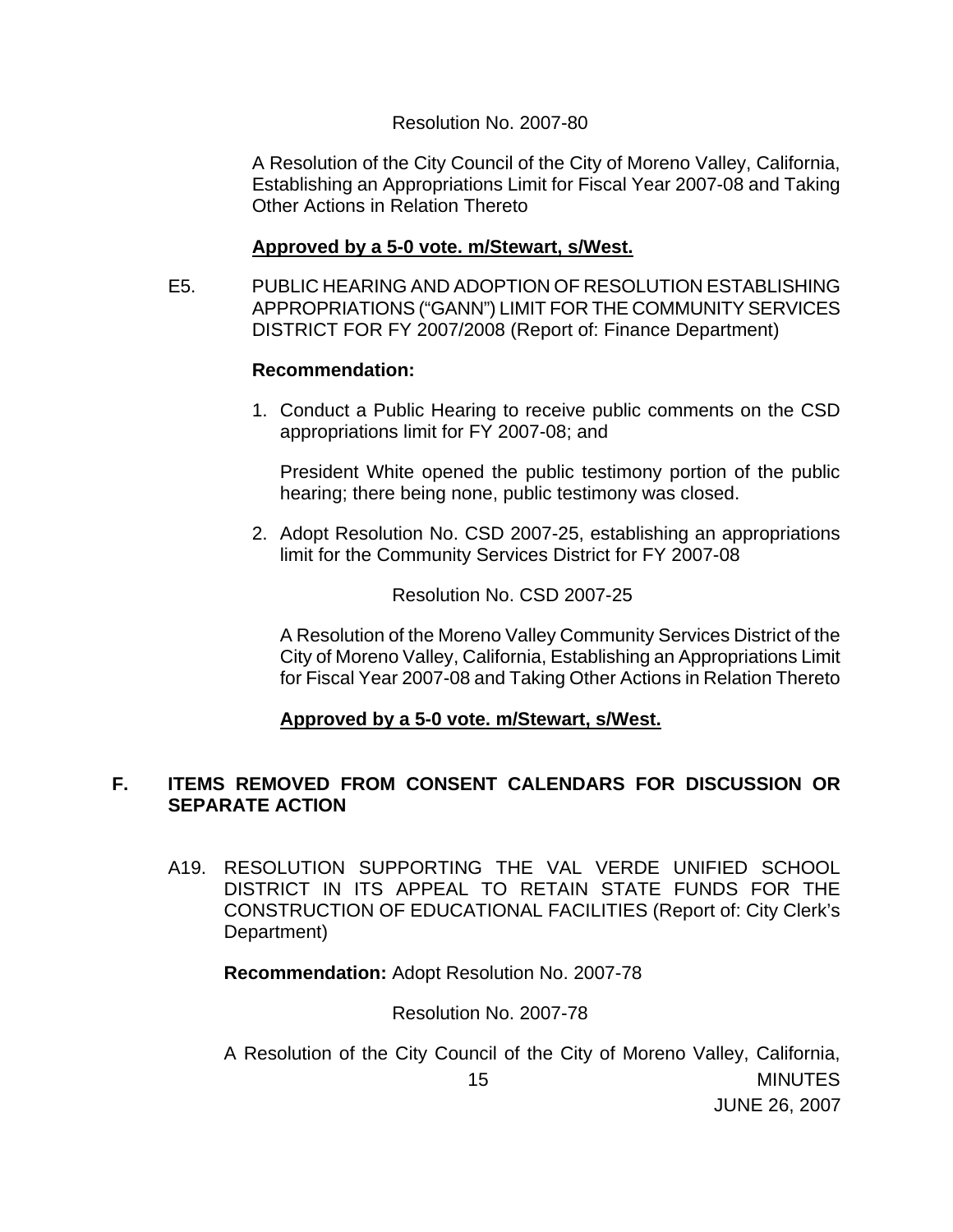Resolution No. 2007-80

A Resolution of the City Council of the City of Moreno Valley, California, Establishing an Appropriations Limit for Fiscal Year 2007-08 and Taking Other Actions in Relation Thereto

**Approved by a 5-0 vote. m/Stewart, s/West.**

E5. PUBLIC HEARING AND ADOPTION OF RESOLUTION ESTABLISHING APPROPRIATIONS ("GANN") LIMIT FOR THE COMMUNITY SERVICES DISTRICT FOR FY 2007/2008 (Report of: Finance Department)

**Recommendation:**

1. Conduct a Public Hearing to receive public comments on the CSD appropriations limit for FY 2007-08; and

   President White opened the public testimony portion of the public hearing; there being none, public testimony was closed.

2. Adopt Resolution No. CSD 2007-25, establishing an appropriations limit for the Community Services District for FY 2007-08

   Resolution No. CSD 2007-25

   A Resolution of the Moreno Valley Community Services District of the City of Moreno Valley, California, Establishing an Appropriations Limit for Fiscal Year 2007-08 and Taking Other Actions in Relation Thereto

   **Approved by a 5-0 vote. m/Stewart, s/West.**

## F. ITEMS REMOVED FROM CONSENT CALENDARS FOR DISCUSSION OR SEPARATE ACTION

A19. RESOLUTION SUPPORTING THE VAL VERDE UNIFIED SCHOOL DISTRICT IN ITS APPEAL TO RETAIN STATE FUNDS FOR THE CONSTRUCTION OF EDUCATIONAL FACILITIES (Report of: City Clerk's Department)

**Recommendation:** Adopt Resolution No. 2007-78

Resolution No. 2007-78

A Resolution of the City Council of the City of Moreno Valley, California,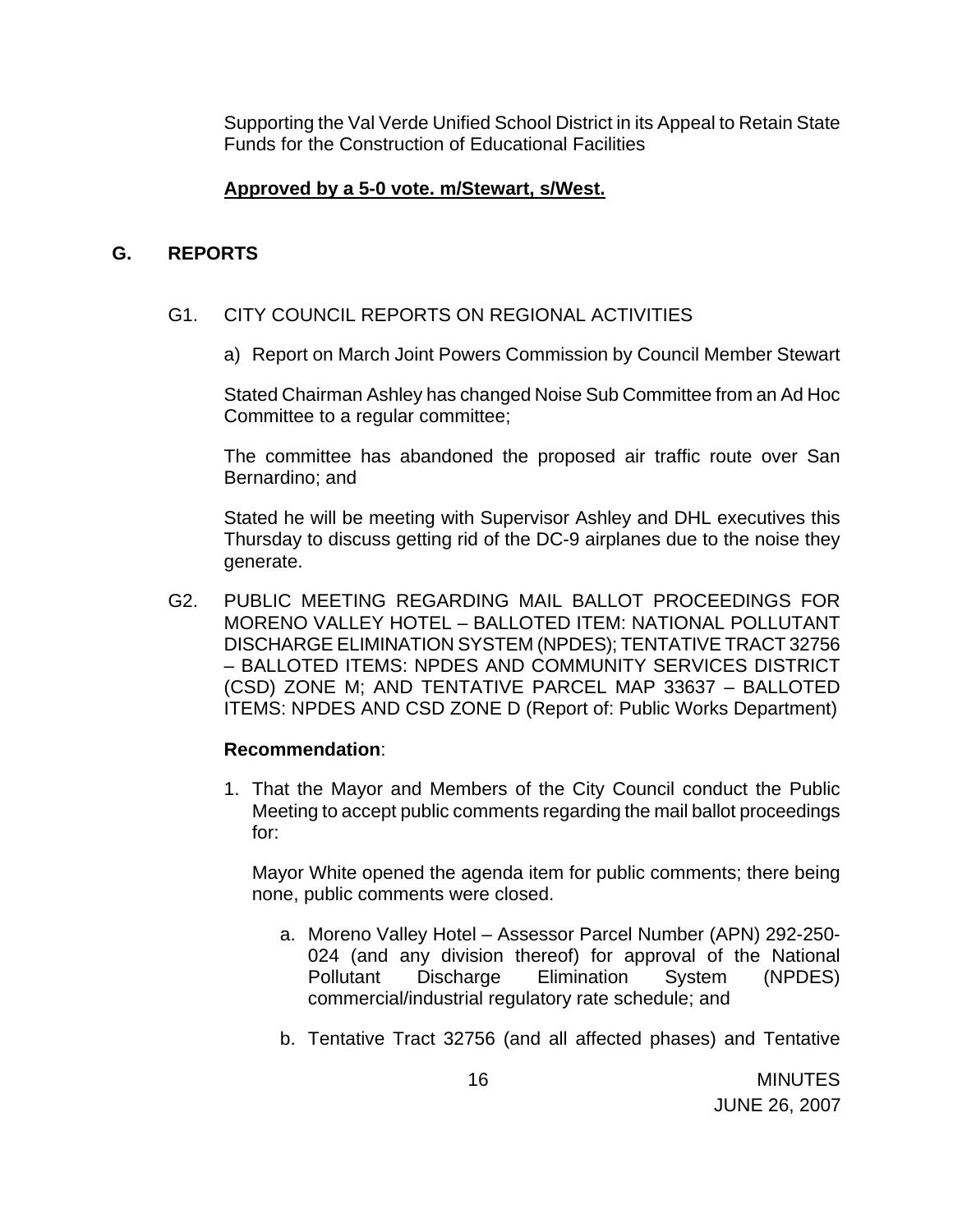Supporting the Val Verde Unified School District in its Appeal to Retain State Funds for the Construction of Educational Facilities

**Approved by a 5-0 vote. m/Stewart, s/West.**

## G. REPORTS

G1. CITY COUNCIL REPORTS ON REGIONAL ACTIVITIES

a) Report on March Joint Powers Commission by Council Member Stewart

Stated Chairman Ashley has changed Noise Sub Committee from an Ad Hoc Committee to a regular committee;

The committee has abandoned the proposed air traffic route over San Bernardino; and

Stated he will be meeting with Supervisor Ashley and DHL executives this Thursday to discuss getting rid of the DC-9 airplanes due to the noise they generate.

G2. PUBLIC MEETING REGARDING MAIL BALLOT PROCEEDINGS FOR MORENO VALLEY HOTEL – BALLOTED ITEM: NATIONAL POLLUTANT DISCHARGE ELIMINATION SYSTEM (NPDES); TENTATIVE TRACT 32756 – BALLOTED ITEMS: NPDES AND COMMUNITY SERVICES DISTRICT (CSD) ZONE M; AND TENTATIVE PARCEL MAP 33637 – BALLOTED ITEMS: NPDES AND CSD ZONE D (Report of: Public Works Department)

**Recommendation**:

1. That the Mayor and Members of the City Council conduct the Public Meeting to accept public comments regarding the mail ballot proceedings for:

   Mayor White opened the agenda item for public comments; there being none, public comments were closed.

   a. Moreno Valley Hotel – Assessor Parcel Number (APN) 292-250-024 (and any division thereof) for approval of the National Pollutant Discharge Elimination System (NPDES) commercial/industrial regulatory rate schedule; and

   b. Tentative Tract 32756 (and all affected phases) and Tentative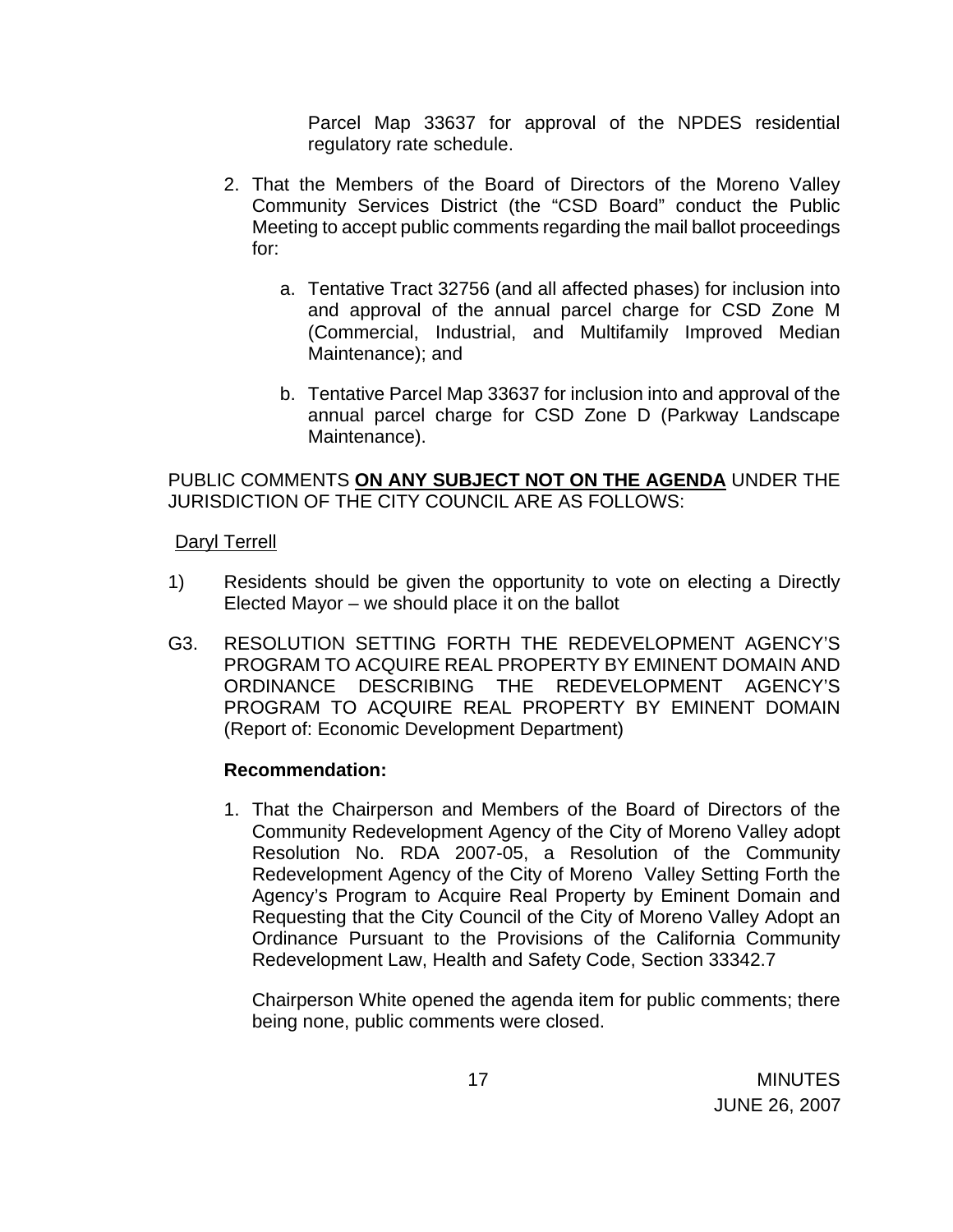Parcel Map 33637 for approval of the NPDES residential regulatory rate schedule.

2. That the Members of the Board of Directors of the Moreno Valley Community Services District (the "CSD Board" conduct the Public Meeting to accept public comments regarding the mail ballot proceedings for:

   a. Tentative Tract 32756 (and all affected phases) for inclusion into and approval of the annual parcel charge for CSD Zone M (Commercial, Industrial, and Multifamily Improved Median Maintenance); and

   b. Tentative Parcel Map 33637 for inclusion into and approval of the annual parcel charge for CSD Zone D (Parkway Landscape Maintenance).

PUBLIC COMMENTS **ON ANY SUBJECT NOT ON THE AGENDA** UNDER THE JURISDICTION OF THE CITY COUNCIL ARE AS FOLLOWS:

Daryl Terrell

1) Residents should be given the opportunity to vote on electing a Directly Elected Mayor – we should place it on the ballot

G3. RESOLUTION SETTING FORTH THE REDEVELOPMENT AGENCY'S PROGRAM TO ACQUIRE REAL PROPERTY BY EMINENT DOMAIN AND ORDINANCE DESCRIBING THE REDEVELOPMENT AGENCY'S PROGRAM TO ACQUIRE REAL PROPERTY BY EMINENT DOMAIN (Report of: Economic Development Department)

**Recommendation:**

1. That the Chairperson and Members of the Board of Directors of the Community Redevelopment Agency of the City of Moreno Valley adopt Resolution No. RDA 2007-05, a Resolution of the Community Redevelopment Agency of the City of Moreno Valley Setting Forth the Agency's Program to Acquire Real Property by Eminent Domain and Requesting that the City Council of the City of Moreno Valley Adopt an Ordinance Pursuant to the Provisions of the California Community Redevelopment Law, Health and Safety Code, Section 33342.7

   Chairperson White opened the agenda item for public comments; there being none, public comments were closed.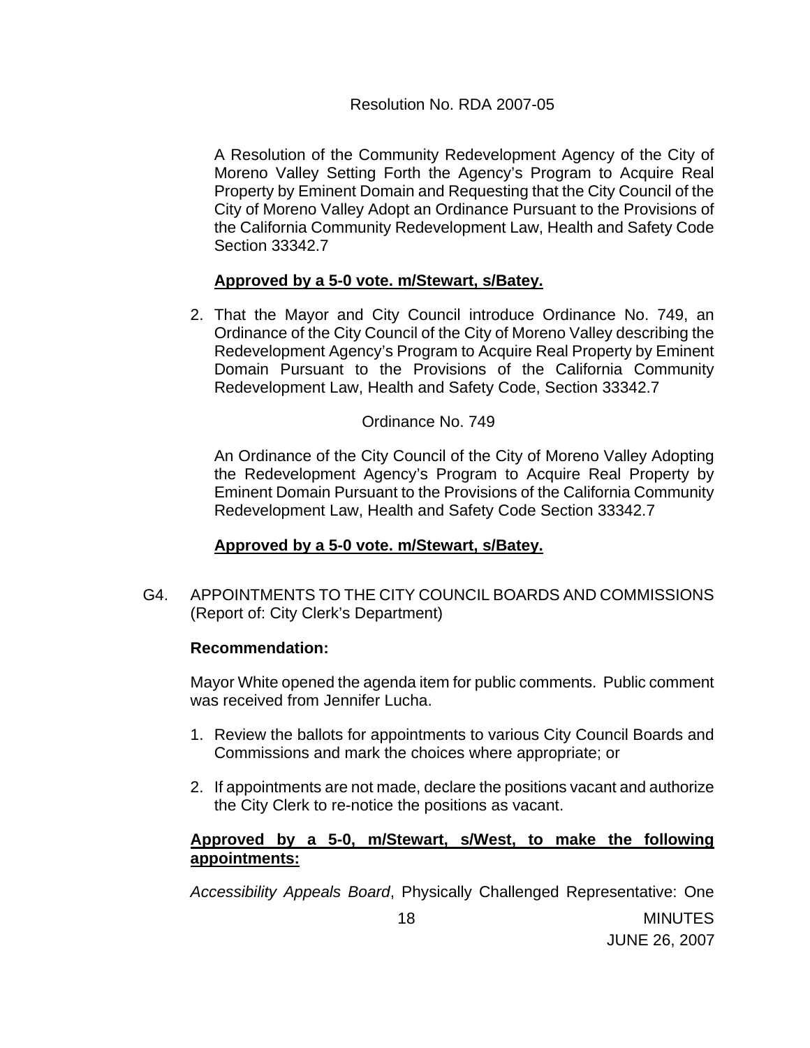Resolution No. RDA 2007-05

A Resolution of the Community Redevelopment Agency of the City of Moreno Valley Setting Forth the Agency's Program to Acquire Real Property by Eminent Domain and Requesting that the City Council of the City of Moreno Valley Adopt an Ordinance Pursuant to the Provisions of the California Community Redevelopment Law, Health and Safety Code Section 33342.7

**Approved by a 5-0 vote. m/Stewart, s/Batey.**

2. That the Mayor and City Council introduce Ordinance No. 749, an Ordinance of the City Council of the City of Moreno Valley describing the Redevelopment Agency's Program to Acquire Real Property by Eminent Domain Pursuant to the Provisions of the California Community Redevelopment Law, Health and Safety Code, Section 33342.7

Ordinance No. 749

An Ordinance of the City Council of the City of Moreno Valley Adopting the Redevelopment Agency's Program to Acquire Real Property by Eminent Domain Pursuant to the Provisions of the California Community Redevelopment Law, Health and Safety Code Section 33342.7

**Approved by a 5-0 vote. m/Stewart, s/Batey.**

G4. APPOINTMENTS TO THE CITY COUNCIL BOARDS AND COMMISSIONS (Report of: City Clerk's Department)

**Recommendation:**

Mayor White opened the agenda item for public comments. Public comment was received from Jennifer Lucha.

1. Review the ballots for appointments to various City Council Boards and Commissions and mark the choices where appropriate; or
2. If appointments are not made, declare the positions vacant and authorize the City Clerk to re-notice the positions as vacant.

**Approved by a 5-0, m/Stewart, s/West, to make the following appointments:**

*Accessibility Appeals Board*, Physically Challenged Representative: One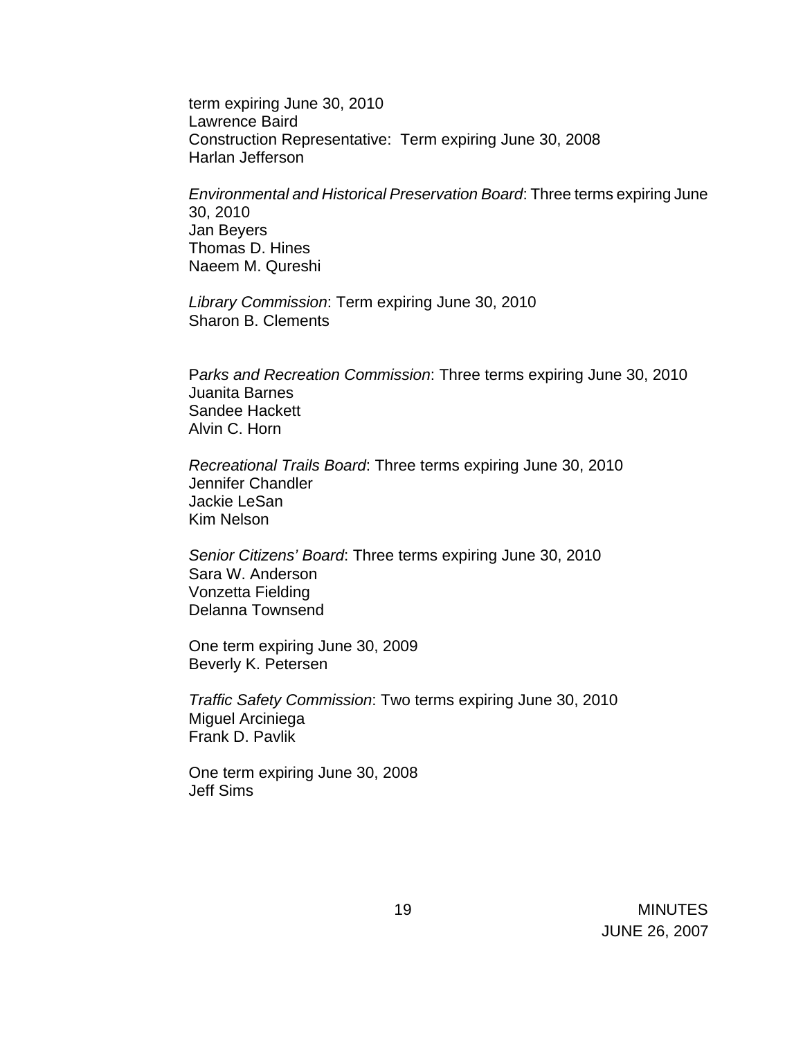term expiring June 30, 2010
Lawrence Baird
Construction Representative: Term expiring June 30, 2008
Harlan Jefferson

*Environmental and Historical Preservation Board*: Three terms expiring June 30, 2010
Jan Beyers
Thomas D. Hines
Naeem M. Qureshi

*Library Commission*: Term expiring June 30, 2010
Sharon B. Clements

P*arks and Recreation Commission*: Three terms expiring June 30, 2010
Juanita Barnes
Sandee Hackett
Alvin C. Horn

*Recreational Trails Board*: Three terms expiring June 30, 2010
Jennifer Chandler
Jackie LeSan
Kim Nelson

*Senior Citizens' Board*: Three terms expiring June 30, 2010
Sara W. Anderson
Vonzetta Fielding
Delanna Townsend

One term expiring June 30, 2009
Beverly K. Petersen

*Traffic Safety Commission*: Two terms expiring June 30, 2010
Miguel Arciniega
Frank D. Pavlik

One term expiring June 30, 2008
Jeff Sims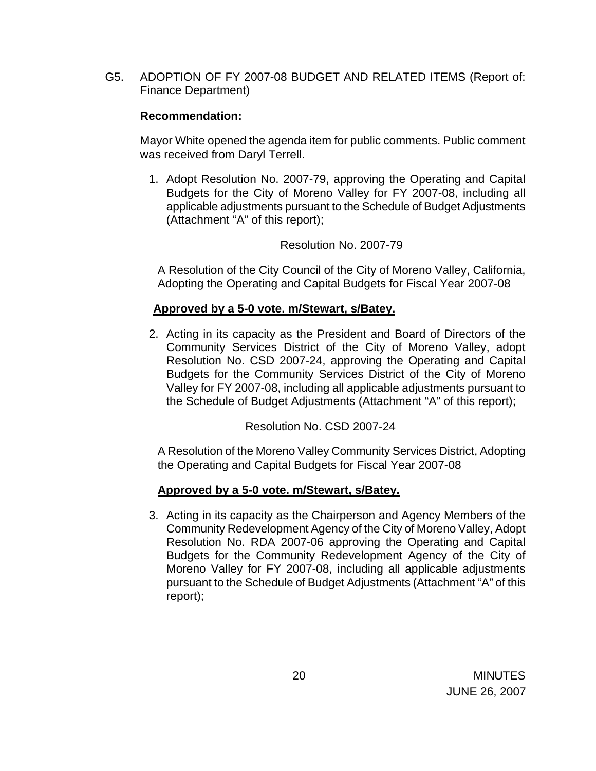G5. ADOPTION OF FY 2007-08 BUDGET AND RELATED ITEMS (Report of: Finance Department)

**Recommendation:**

Mayor White opened the agenda item for public comments. Public comment was received from Daryl Terrell.

1. Adopt Resolution No. 2007-79, approving the Operating and Capital Budgets for the City of Moreno Valley for FY 2007-08, including all applicable adjustments pursuant to the Schedule of Budget Adjustments (Attachment "A" of this report);

   Resolution No. 2007-79

   A Resolution of the City Council of the City of Moreno Valley, California, Adopting the Operating and Capital Budgets for Fiscal Year 2007-08

   **Approved by a 5-0 vote. m/Stewart, s/Batey.**

2. Acting in its capacity as the President and Board of Directors of the Community Services District of the City of Moreno Valley, adopt Resolution No. CSD 2007-24, approving the Operating and Capital Budgets for the Community Services District of the City of Moreno Valley for FY 2007-08, including all applicable adjustments pursuant to the Schedule of Budget Adjustments (Attachment "A" of this report);

   Resolution No. CSD 2007-24

   A Resolution of the Moreno Valley Community Services District, Adopting the Operating and Capital Budgets for Fiscal Year 2007-08

   **Approved by a 5-0 vote. m/Stewart, s/Batey.**

3. Acting in its capacity as the Chairperson and Agency Members of the Community Redevelopment Agency of the City of Moreno Valley, Adopt Resolution No. RDA 2007-06 approving the Operating and Capital Budgets for the Community Redevelopment Agency of the City of Moreno Valley for FY 2007-08, including all applicable adjustments pursuant to the Schedule of Budget Adjustments (Attachment "A" of this report);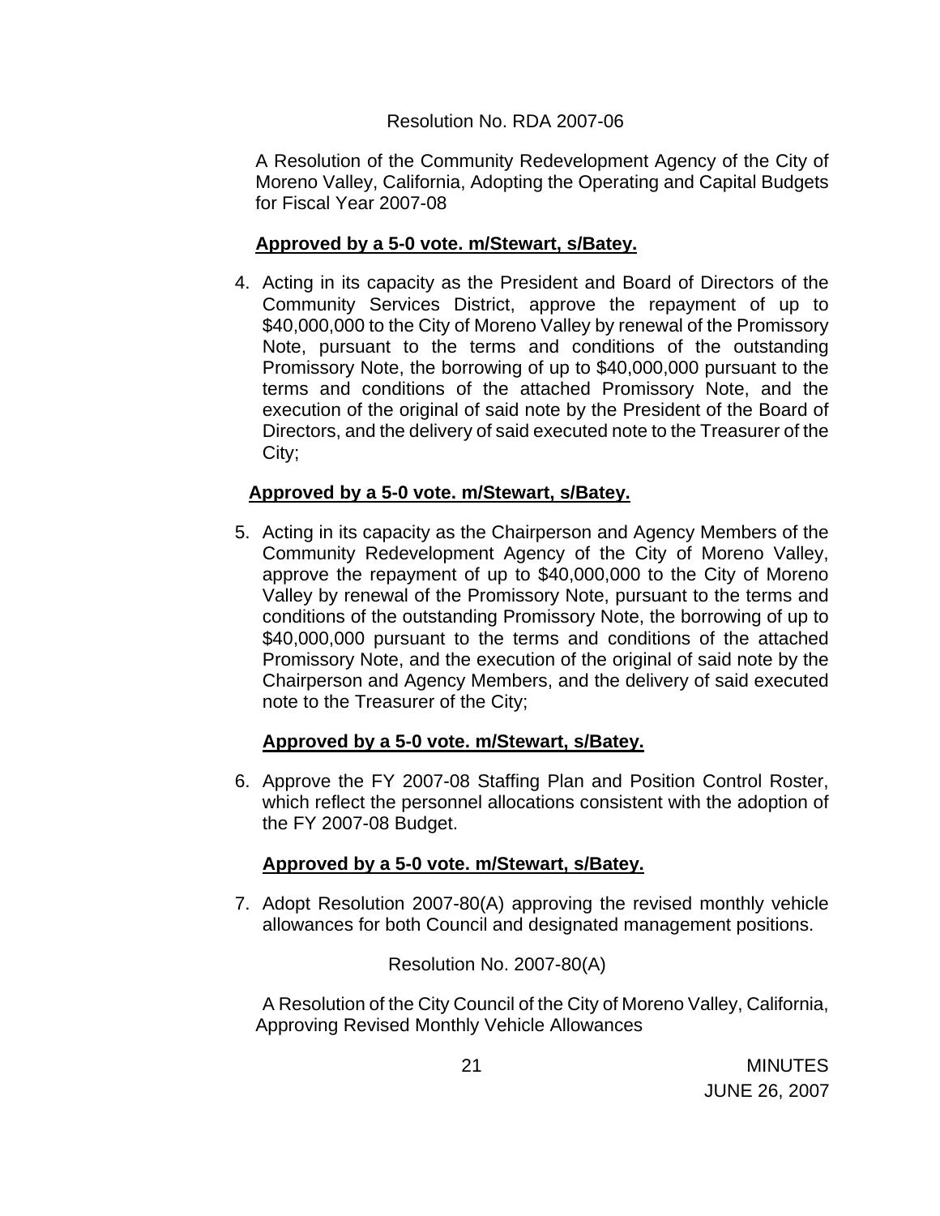Resolution No. RDA 2007-06

A Resolution of the Community Redevelopment Agency of the City of Moreno Valley, California, Adopting the Operating and Capital Budgets for Fiscal Year 2007-08

**Approved by a 5-0 vote. m/Stewart, s/Batey.**

4. Acting in its capacity as the President and Board of Directors of the Community Services District, approve the repayment of up to $40,000,000 to the City of Moreno Valley by renewal of the Promissory Note, pursuant to the terms and conditions of the outstanding Promissory Note, the borrowing of up to $40,000,000 pursuant to the terms and conditions of the attached Promissory Note, and the execution of the original of said note by the President of the Board of Directors, and the delivery of said executed note to the Treasurer of the City;

**Approved by a 5-0 vote. m/Stewart, s/Batey.**

5. Acting in its capacity as the Chairperson and Agency Members of the Community Redevelopment Agency of the City of Moreno Valley, approve the repayment of up to $40,000,000 to the City of Moreno Valley by renewal of the Promissory Note, pursuant to the terms and conditions of the outstanding Promissory Note, the borrowing of up to $40,000,000 pursuant to the terms and conditions of the attached Promissory Note, and the execution of the original of said note by the Chairperson and Agency Members, and the delivery of said executed note to the Treasurer of the City;

**Approved by a 5-0 vote. m/Stewart, s/Batey.**

6. Approve the FY 2007-08 Staffing Plan and Position Control Roster, which reflect the personnel allocations consistent with the adoption of the FY 2007-08 Budget.

**Approved by a 5-0 vote. m/Stewart, s/Batey.**

7. Adopt Resolution 2007-80(A) approving the revised monthly vehicle allowances for both Council and designated management positions.

Resolution No. 2007-80(A)

A Resolution of the City Council of the City of Moreno Valley, California, Approving Revised Monthly Vehicle Allowances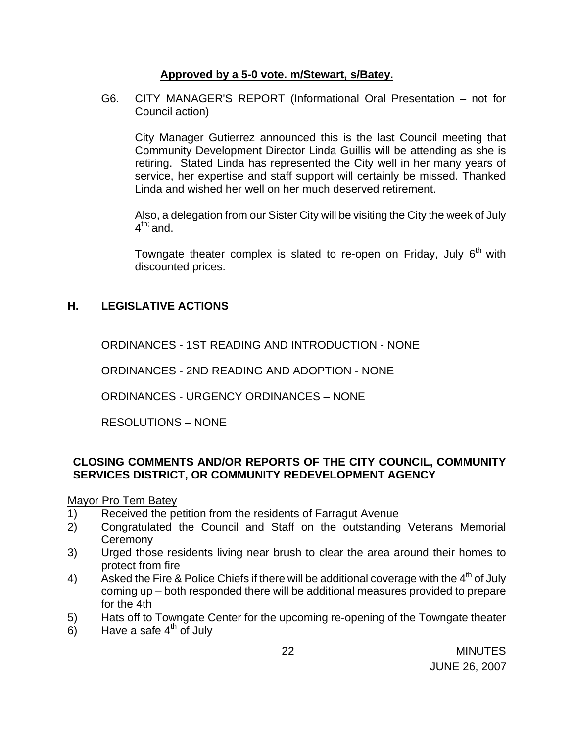**Approved by a 5-0 vote. m/Stewart, s/Batey.**

G6. CITY MANAGER'S REPORT (Informational Oral Presentation – not for Council action)

City Manager Gutierrez announced this is the last Council meeting that Community Development Director Linda Guillis will be attending as she is retiring. Stated Linda has represented the City well in her many years of service, her expertise and staff support will certainly be missed. Thanked Linda and wished her well on her much deserved retirement.

Also, a delegation from our Sister City will be visiting the City the week of July 4th; and.

Towngate theater complex is slated to re-open on Friday, July 6th with discounted prices.

## H. LEGISLATIVE ACTIONS

ORDINANCES - 1ST READING AND INTRODUCTION - NONE

ORDINANCES - 2ND READING AND ADOPTION - NONE

ORDINANCES - URGENCY ORDINANCES – NONE

RESOLUTIONS – NONE

## CLOSING COMMENTS AND/OR REPORTS OF THE CITY COUNCIL, COMMUNITY SERVICES DISTRICT, OR COMMUNITY REDEVELOPMENT AGENCY

Mayor Pro Tem Batey

1) Received the petition from the residents of Farragut Avenue
2) Congratulated the Council and Staff on the outstanding Veterans Memorial Ceremony
3) Urged those residents living near brush to clear the area around their homes to protect from fire
4) Asked the Fire & Police Chiefs if there will be additional coverage with the 4th of July coming up – both responded there will be additional measures provided to prepare for the 4th
5) Hats off to Towngate Center for the upcoming re-opening of the Towngate theater
6) Have a safe 4th of July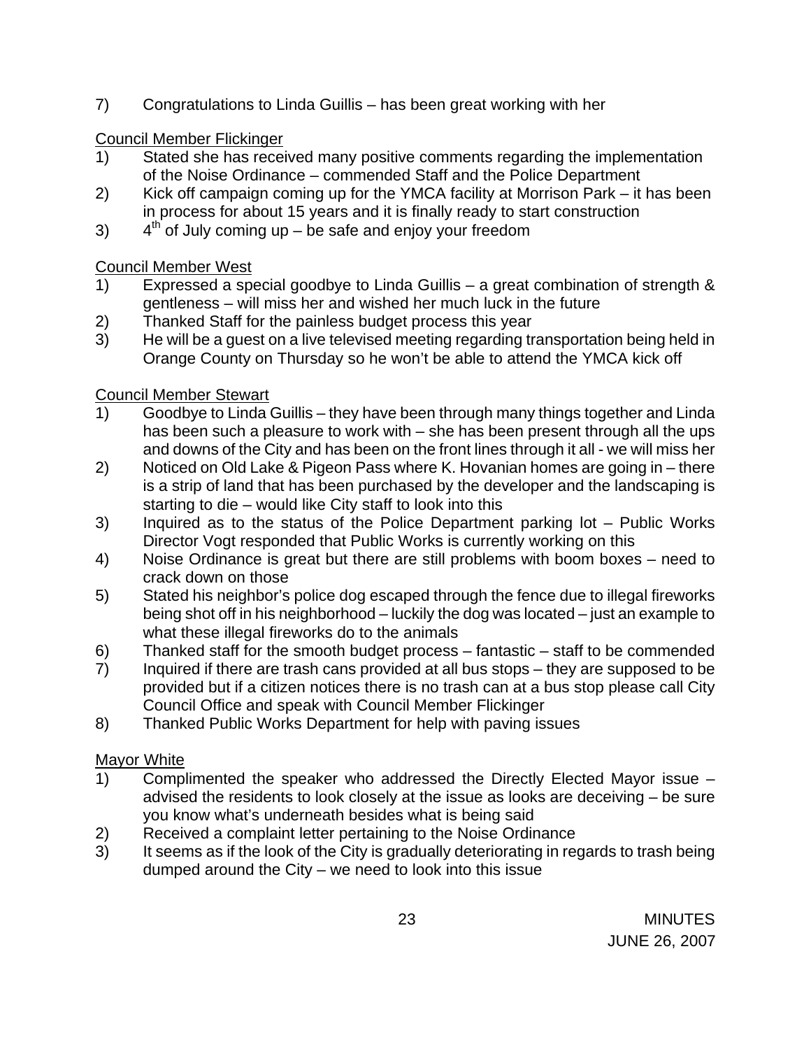7) Congratulations to Linda Guillis – has been great working with her

Council Member Flickinger

1) Stated she has received many positive comments regarding the implementation of the Noise Ordinance – commended Staff and the Police Department
2) Kick off campaign coming up for the YMCA facility at Morrison Park – it has been in process for about 15 years and it is finally ready to start construction
3) 4th of July coming up – be safe and enjoy your freedom

Council Member West

1) Expressed a special goodbye to Linda Guillis – a great combination of strength & gentleness – will miss her and wished her much luck in the future
2) Thanked Staff for the painless budget process this year
3) He will be a guest on a live televised meeting regarding transportation being held in Orange County on Thursday so he won't be able to attend the YMCA kick off

Council Member Stewart

1) Goodbye to Linda Guillis – they have been through many things together and Linda has been such a pleasure to work with – she has been present through all the ups and downs of the City and has been on the front lines through it all - we will miss her
2) Noticed on Old Lake & Pigeon Pass where K. Hovanian homes are going in – there is a strip of land that has been purchased by the developer and the landscaping is starting to die – would like City staff to look into this
3) Inquired as to the status of the Police Department parking lot – Public Works Director Vogt responded that Public Works is currently working on this
4) Noise Ordinance is great but there are still problems with boom boxes – need to crack down on those
5) Stated his neighbor's police dog escaped through the fence due to illegal fireworks being shot off in his neighborhood – luckily the dog was located – just an example to what these illegal fireworks do to the animals
6) Thanked staff for the smooth budget process – fantastic – staff to be commended
7) Inquired if there are trash cans provided at all bus stops – they are supposed to be provided but if a citizen notices there is no trash can at a bus stop please call City Council Office and speak with Council Member Flickinger
8) Thanked Public Works Department for help with paving issues

Mayor White

1) Complimented the speaker who addressed the Directly Elected Mayor issue – advised the residents to look closely at the issue as looks are deceiving – be sure you know what's underneath besides what is being said
2) Received a complaint letter pertaining to the Noise Ordinance
3) It seems as if the look of the City is gradually deteriorating in regards to trash being dumped around the City – we need to look into this issue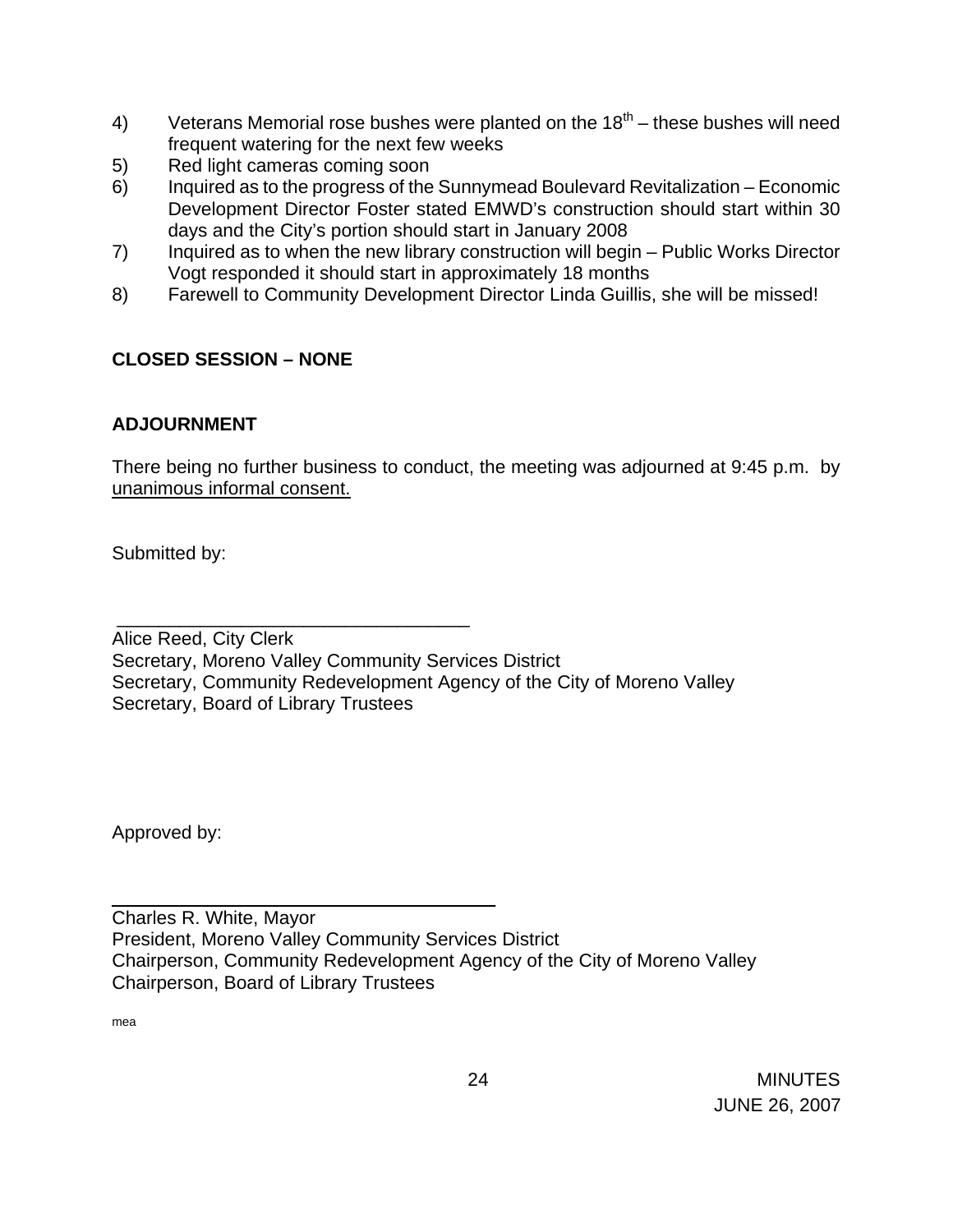4) Veterans Memorial rose bushes were planted on the 18th – these bushes will need frequent watering for the next few weeks
5) Red light cameras coming soon
6) Inquired as to the progress of the Sunnymead Boulevard Revitalization – Economic Development Director Foster stated EMWD's construction should start within 30 days and the City's portion should start in January 2008
7) Inquired as to when the new library construction will begin – Public Works Director Vogt responded it should start in approximately 18 months
8) Farewell to Community Development Director Linda Guillis, she will be missed!

**CLOSED SESSION – NONE**

**ADJOURNMENT**

There being no further business to conduct, the meeting was adjourned at 9:45 p.m. by unanimous informal consent.

Submitted by:

\_\_\_\_\_\_\_\_\_\_\_\_\_\_\_\_\_\_\_\_\_\_\_\_\_\_\_\_\_\_\_\_\_\_\_
Alice Reed, City Clerk
Secretary, Moreno Valley Community Services District
Secretary, Community Redevelopment Agency of the City of Moreno Valley
Secretary, Board of Library Trustees

Approved by:

\_\_\_\_\_\_\_\_\_\_\_\_\_\_\_\_\_\_\_\_\_\_\_\_\_\_\_\_\_\_\_\_\_\_\_
Charles R. White, Mayor
President, Moreno Valley Community Services District
Chairperson, Community Redevelopment Agency of the City of Moreno Valley
Chairperson, Board of Library Trustees

mea